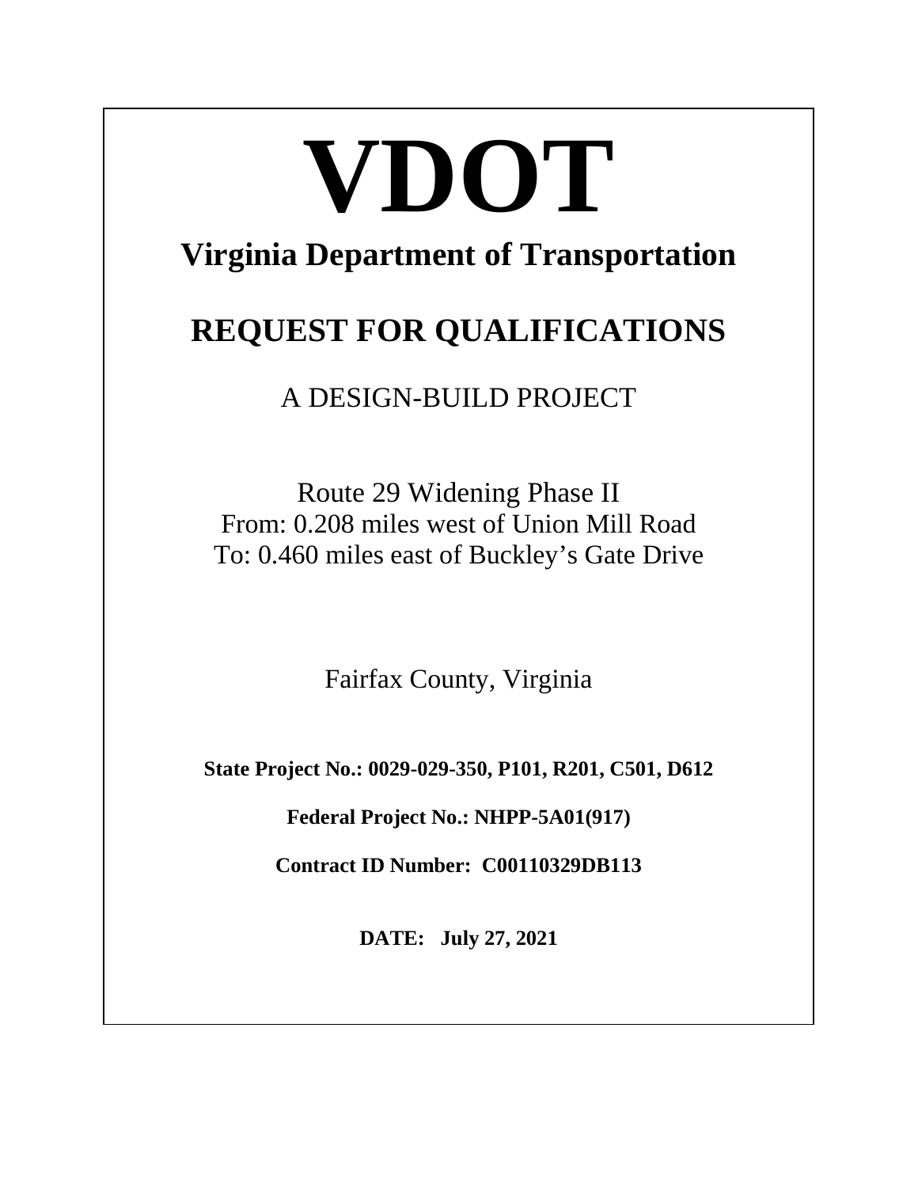# VDOT

## Virginia Department of Transportation

## REQUEST FOR QUALIFICATIONS

A DESIGN-BUILD PROJECT

Route 29 Widening Phase II
From: 0.208 miles west of Union Mill Road
To: 0.460 miles east of Buckley's Gate Drive

Fairfax County, Virginia

**State Project No.: 0029-029-350, P101, R201, C501, D612**

**Federal Project No.: NHPP-5A01(917)**

**Contract ID Number: C00110329DB113**

**DATE: July 27, 2021**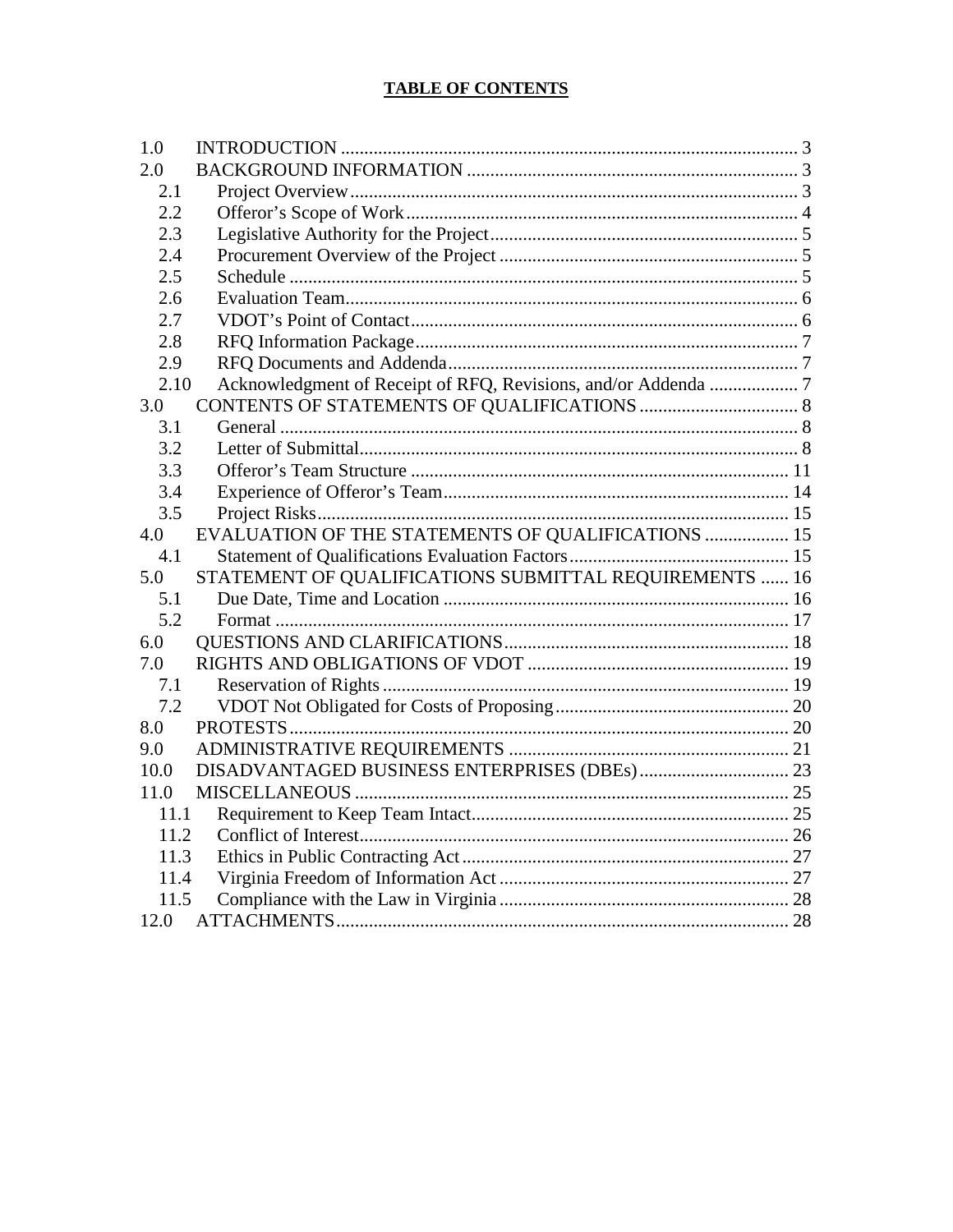# TABLE OF CONTENTS

| | | |
|---|---|---|
| 1.0 | INTRODUCTION | 3 |
| 2.0 | BACKGROUND INFORMATION | 3 |
| 2.1 | Project Overview | 3 |
| 2.2 | Offeror's Scope of Work | 4 |
| 2.3 | Legislative Authority for the Project | 5 |
| 2.4 | Procurement Overview of the Project | 5 |
| 2.5 | Schedule | 5 |
| 2.6 | Evaluation Team | 6 |
| 2.7 | VDOT's Point of Contact | 6 |
| 2.8 | RFQ Information Package | 7 |
| 2.9 | RFQ Documents and Addenda | 7 |
| 2.10 | Acknowledgment of Receipt of RFQ, Revisions, and/or Addenda | 7 |
| 3.0 | CONTENTS OF STATEMENTS OF QUALIFICATIONS | 8 |
| 3.1 | General | 8 |
| 3.2 | Letter of Submittal | 8 |
| 3.3 | Offeror's Team Structure | 11 |
| 3.4 | Experience of Offeror's Team | 14 |
| 3.5 | Project Risks | 15 |
| 4.0 | EVALUATION OF THE STATEMENTS OF QUALIFICATIONS | 15 |
| 4.1 | Statement of Qualifications Evaluation Factors | 15 |
| 5.0 | STATEMENT OF QUALIFICATIONS SUBMITTAL REQUIREMENTS | 16 |
| 5.1 | Due Date, Time and Location | 16 |
| 5.2 | Format | 17 |
| 6.0 | QUESTIONS AND CLARIFICATIONS | 18 |
| 7.0 | RIGHTS AND OBLIGATIONS OF VDOT | 19 |
| 7.1 | Reservation of Rights | 19 |
| 7.2 | VDOT Not Obligated for Costs of Proposing | 20 |
| 8.0 | PROTESTS | 20 |
| 9.0 | ADMINISTRATIVE REQUIREMENTS | 21 |
| 10.0 | DISADVANTAGED BUSINESS ENTERPRISES (DBEs) | 23 |
| 11.0 | MISCELLANEOUS | 25 |
| 11.1 | Requirement to Keep Team Intact | 25 |
| 11.2 | Conflict of Interest | 26 |
| 11.3 | Ethics in Public Contracting Act | 27 |
| 11.4 | Virginia Freedom of Information Act | 27 |
| 11.5 | Compliance with the Law in Virginia | 28 |
| 12.0 | ATTACHMENTS | 28 |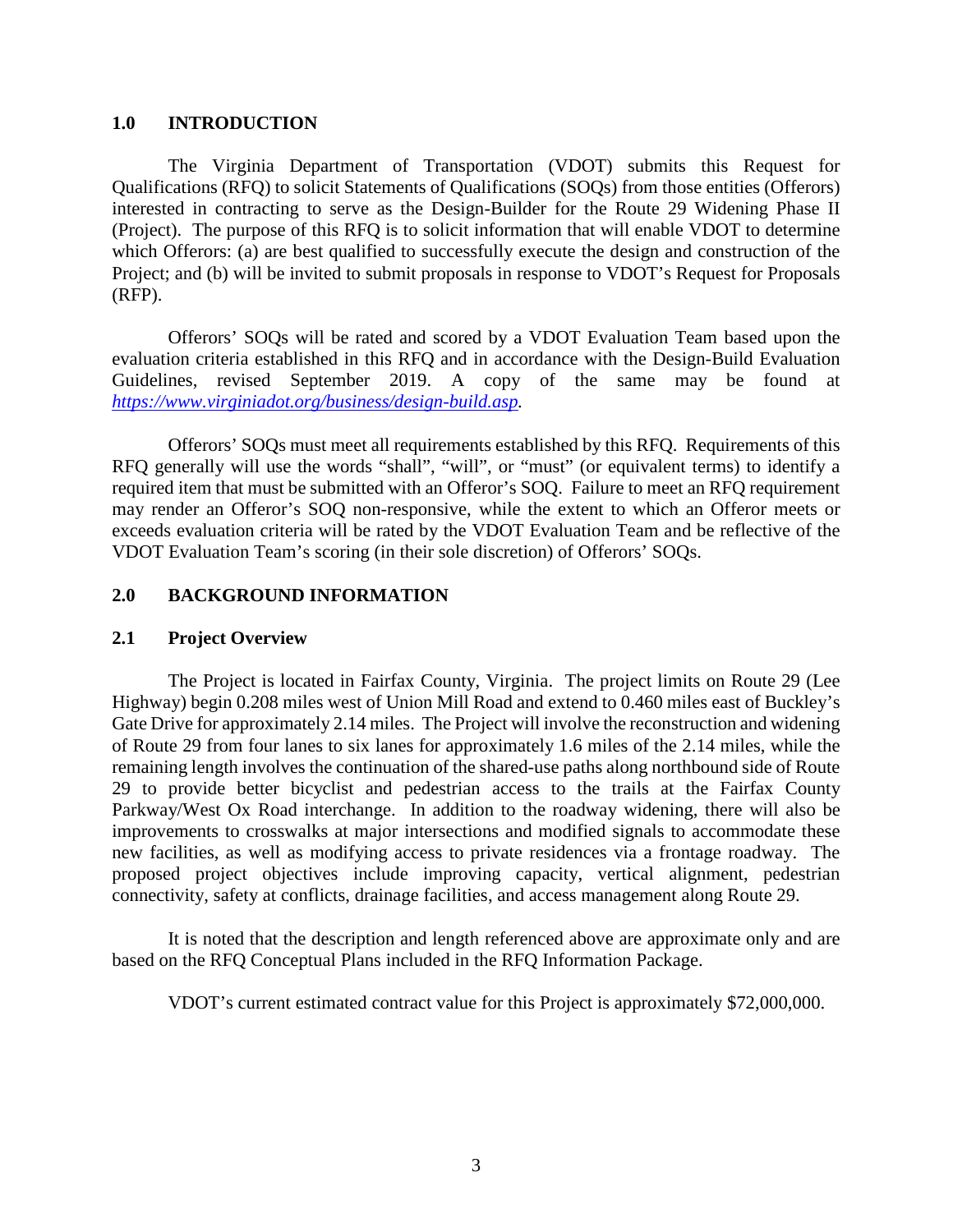## 1.0 INTRODUCTION

The Virginia Department of Transportation (VDOT) submits this Request for Qualifications (RFQ) to solicit Statements of Qualifications (SOQs) from those entities (Offerors) interested in contracting to serve as the Design-Builder for the Route 29 Widening Phase II (Project). The purpose of this RFQ is to solicit information that will enable VDOT to determine which Offerors: (a) are best qualified to successfully execute the design and construction of the Project; and (b) will be invited to submit proposals in response to VDOT's Request for Proposals (RFP).

Offerors' SOQs will be rated and scored by a VDOT Evaluation Team based upon the evaluation criteria established in this RFQ and in accordance with the Design-Build Evaluation Guidelines, revised September 2019. A copy of the same may be found at *https://www.virginiadot.org/business/design-build.asp.*

Offerors' SOQs must meet all requirements established by this RFQ. Requirements of this RFQ generally will use the words "shall", "will", or "must" (or equivalent terms) to identify a required item that must be submitted with an Offeror's SOQ. Failure to meet an RFQ requirement may render an Offeror's SOQ non-responsive, while the extent to which an Offeror meets or exceeds evaluation criteria will be rated by the VDOT Evaluation Team and be reflective of the VDOT Evaluation Team's scoring (in their sole discretion) of Offerors' SOQs.

## 2.0 BACKGROUND INFORMATION

### 2.1 Project Overview

The Project is located in Fairfax County, Virginia. The project limits on Route 29 (Lee Highway) begin 0.208 miles west of Union Mill Road and extend to 0.460 miles east of Buckley's Gate Drive for approximately 2.14 miles. The Project will involve the reconstruction and widening of Route 29 from four lanes to six lanes for approximately 1.6 miles of the 2.14 miles, while the remaining length involves the continuation of the shared-use paths along northbound side of Route 29 to provide better bicyclist and pedestrian access to the trails at the Fairfax County Parkway/West Ox Road interchange. In addition to the roadway widening, there will also be improvements to crosswalks at major intersections and modified signals to accommodate these new facilities, as well as modifying access to private residences via a frontage roadway. The proposed project objectives include improving capacity, vertical alignment, pedestrian connectivity, safety at conflicts, drainage facilities, and access management along Route 29.

It is noted that the description and length referenced above are approximate only and are based on the RFQ Conceptual Plans included in the RFQ Information Package.

VDOT's current estimated contract value for this Project is approximately $72,000,000.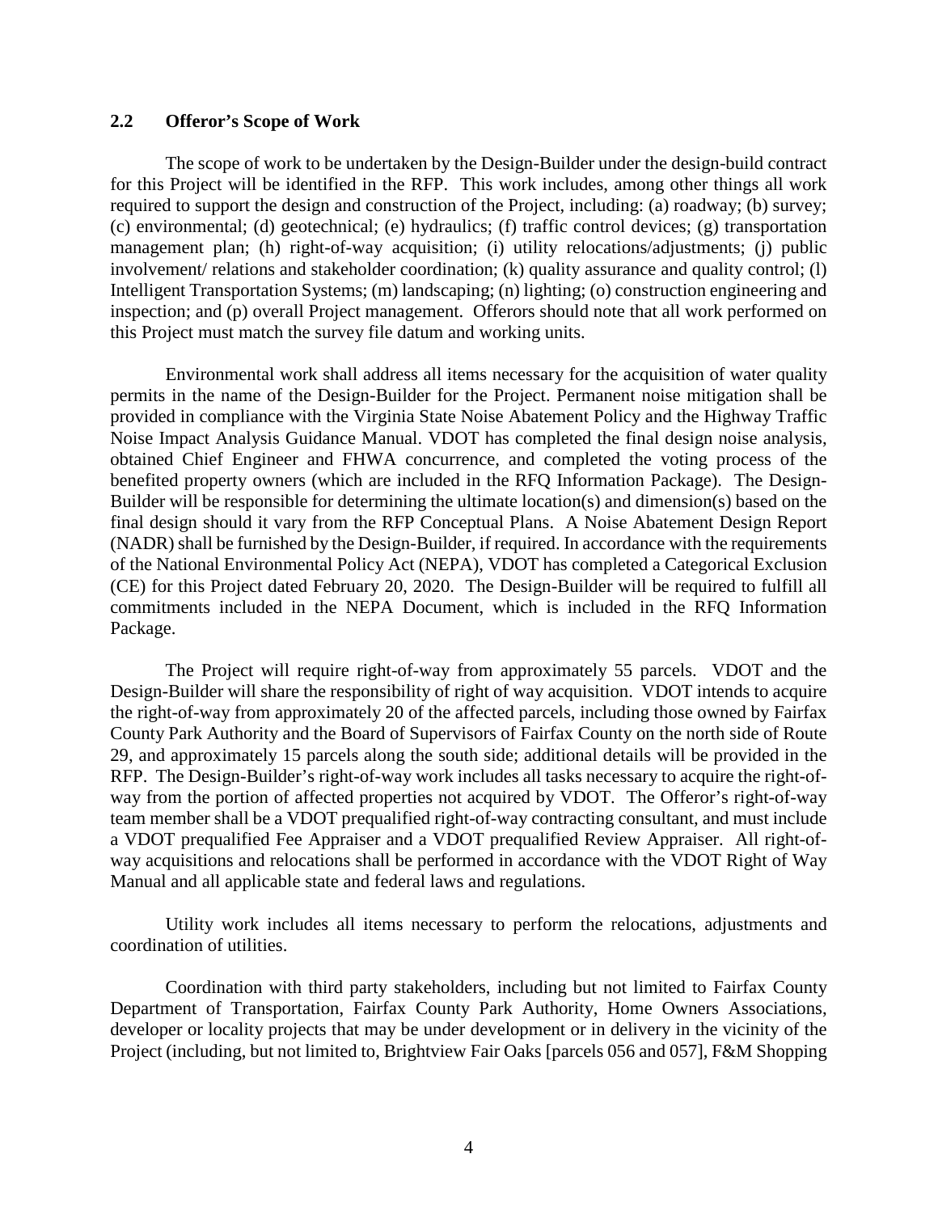## 2.2 Offeror's Scope of Work

The scope of work to be undertaken by the Design-Builder under the design-build contract for this Project will be identified in the RFP. This work includes, among other things all work required to support the design and construction of the Project, including: (a) roadway; (b) survey; (c) environmental; (d) geotechnical; (e) hydraulics; (f) traffic control devices; (g) transportation management plan; (h) right-of-way acquisition; (i) utility relocations/adjustments; (j) public involvement/ relations and stakeholder coordination; (k) quality assurance and quality control; (l) Intelligent Transportation Systems; (m) landscaping; (n) lighting; (o) construction engineering and inspection; and (p) overall Project management. Offerors should note that all work performed on this Project must match the survey file datum and working units.

Environmental work shall address all items necessary for the acquisition of water quality permits in the name of the Design-Builder for the Project. Permanent noise mitigation shall be provided in compliance with the Virginia State Noise Abatement Policy and the Highway Traffic Noise Impact Analysis Guidance Manual. VDOT has completed the final design noise analysis, obtained Chief Engineer and FHWA concurrence, and completed the voting process of the benefited property owners (which are included in the RFQ Information Package). The Design-Builder will be responsible for determining the ultimate location(s) and dimension(s) based on the final design should it vary from the RFP Conceptual Plans. A Noise Abatement Design Report (NADR) shall be furnished by the Design-Builder, if required. In accordance with the requirements of the National Environmental Policy Act (NEPA), VDOT has completed a Categorical Exclusion (CE) for this Project dated February 20, 2020. The Design-Builder will be required to fulfill all commitments included in the NEPA Document, which is included in the RFQ Information Package.

The Project will require right-of-way from approximately 55 parcels. VDOT and the Design-Builder will share the responsibility of right of way acquisition. VDOT intends to acquire the right-of-way from approximately 20 of the affected parcels, including those owned by Fairfax County Park Authority and the Board of Supervisors of Fairfax County on the north side of Route 29, and approximately 15 parcels along the south side; additional details will be provided in the RFP. The Design-Builder's right-of-way work includes all tasks necessary to acquire the right-of-way from the portion of affected properties not acquired by VDOT. The Offeror's right-of-way team member shall be a VDOT prequalified right-of-way contracting consultant, and must include a VDOT prequalified Fee Appraiser and a VDOT prequalified Review Appraiser. All right-of-way acquisitions and relocations shall be performed in accordance with the VDOT Right of Way Manual and all applicable state and federal laws and regulations.

Utility work includes all items necessary to perform the relocations, adjustments and coordination of utilities.

Coordination with third party stakeholders, including but not limited to Fairfax County Department of Transportation, Fairfax County Park Authority, Home Owners Associations, developer or locality projects that may be under development or in delivery in the vicinity of the Project (including, but not limited to, Brightview Fair Oaks [parcels 056 and 057], F&M Shopping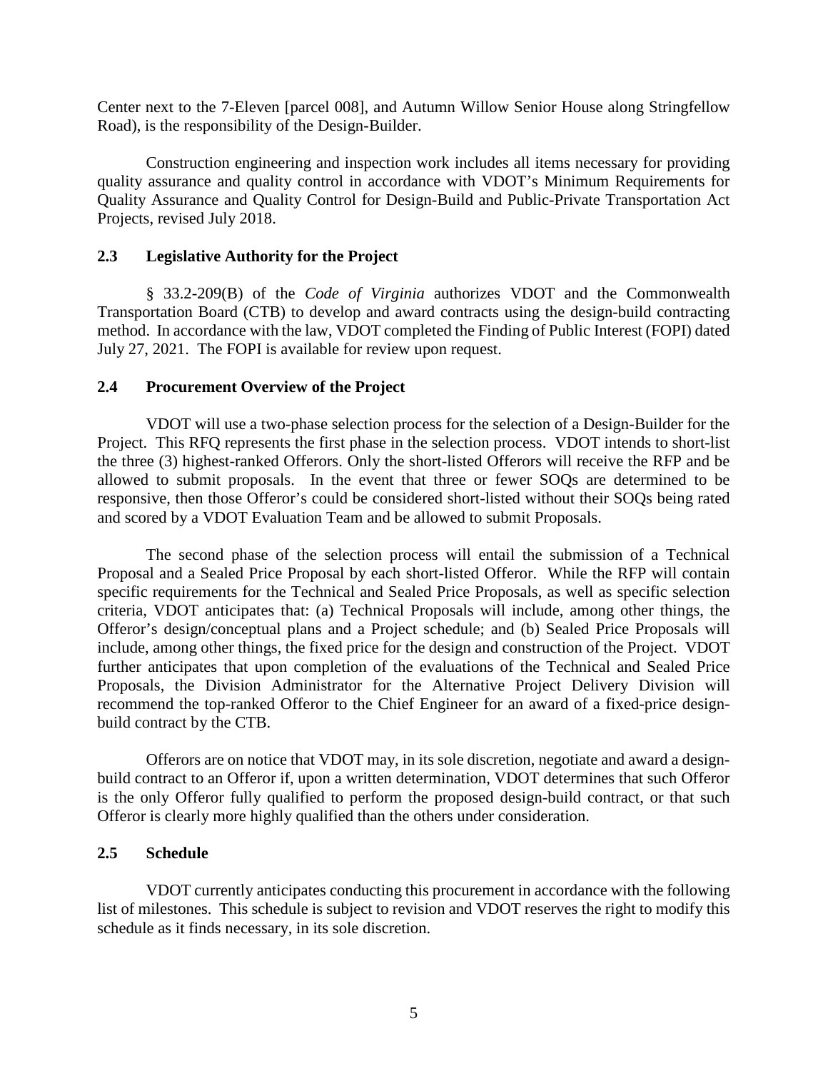Center next to the 7-Eleven [parcel 008], and Autumn Willow Senior House along Stringfellow Road), is the responsibility of the Design-Builder.

Construction engineering and inspection work includes all items necessary for providing quality assurance and quality control in accordance with VDOT's Minimum Requirements for Quality Assurance and Quality Control for Design-Build and Public-Private Transportation Act Projects, revised July 2018.

### 2.3 Legislative Authority for the Project

§ 33.2-209(B) of the *Code of Virginia* authorizes VDOT and the Commonwealth Transportation Board (CTB) to develop and award contracts using the design-build contracting method. In accordance with the law, VDOT completed the Finding of Public Interest (FOPI) dated July 27, 2021. The FOPI is available for review upon request.

### 2.4 Procurement Overview of the Project

VDOT will use a two-phase selection process for the selection of a Design-Builder for the Project. This RFQ represents the first phase in the selection process. VDOT intends to short-list the three (3) highest-ranked Offerors. Only the short-listed Offerors will receive the RFP and be allowed to submit proposals. In the event that three or fewer SOQs are determined to be responsive, then those Offeror's could be considered short-listed without their SOQs being rated and scored by a VDOT Evaluation Team and be allowed to submit Proposals.

The second phase of the selection process will entail the submission of a Technical Proposal and a Sealed Price Proposal by each short-listed Offeror. While the RFP will contain specific requirements for the Technical and Sealed Price Proposals, as well as specific selection criteria, VDOT anticipates that: (a) Technical Proposals will include, among other things, the Offeror's design/conceptual plans and a Project schedule; and (b) Sealed Price Proposals will include, among other things, the fixed price for the design and construction of the Project. VDOT further anticipates that upon completion of the evaluations of the Technical and Sealed Price Proposals, the Division Administrator for the Alternative Project Delivery Division will recommend the top-ranked Offeror to the Chief Engineer for an award of a fixed-price design-build contract by the CTB.

Offerors are on notice that VDOT may, in its sole discretion, negotiate and award a design-build contract to an Offeror if, upon a written determination, VDOT determines that such Offeror is the only Offeror fully qualified to perform the proposed design-build contract, or that such Offeror is clearly more highly qualified than the others under consideration.

### 2.5 Schedule

VDOT currently anticipates conducting this procurement in accordance with the following list of milestones. This schedule is subject to revision and VDOT reserves the right to modify this schedule as it finds necessary, in its sole discretion.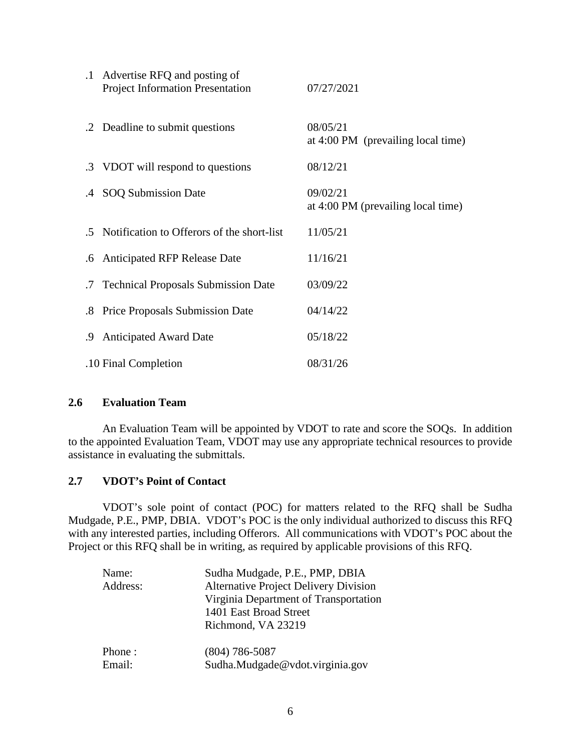| | | |
|---|---|---|
| .1 | Advertise RFQ and posting of Project Information Presentation | 07/27/2021 |
| .2 | Deadline to submit questions | 08/05/21 at 4:00 PM (prevailing local time) |
| .3 | VDOT will respond to questions | 08/12/21 |
| .4 | SOQ Submission Date | 09/02/21 at 4:00 PM (prevailing local time) |
| .5 | Notification to Offerors of the short-list | 11/05/21 |
| .6 | Anticipated RFP Release Date | 11/16/21 |
| .7 | Technical Proposals Submission Date | 03/09/22 |
| .8 | Price Proposals Submission Date | 04/14/22 |
| .9 | Anticipated Award Date | 05/18/22 |
| .10 | Final Completion | 08/31/26 |

## 2.6 Evaluation Team

An Evaluation Team will be appointed by VDOT to rate and score the SOQs. In addition to the appointed Evaluation Team, VDOT may use any appropriate technical resources to provide assistance in evaluating the submittals.

## 2.7 VDOT's Point of Contact

VDOT's sole point of contact (POC) for matters related to the RFQ shall be Sudha Mudgade, P.E., PMP, DBIA. VDOT's POC is the only individual authorized to discuss this RFQ with any interested parties, including Offerors. All communications with VDOT's POC about the Project or this RFQ shall be in writing, as required by applicable provisions of this RFQ.

| | |
|---|---|
| Name: | Sudha Mudgade, P.E., PMP, DBIA |
| Address: | Alternative Project Delivery Division<br>Virginia Department of Transportation<br>1401 East Broad Street<br>Richmond, VA 23219 |
| Phone : | (804) 786-5087 |
| Email: | Sudha.Mudgade@vdot.virginia.gov |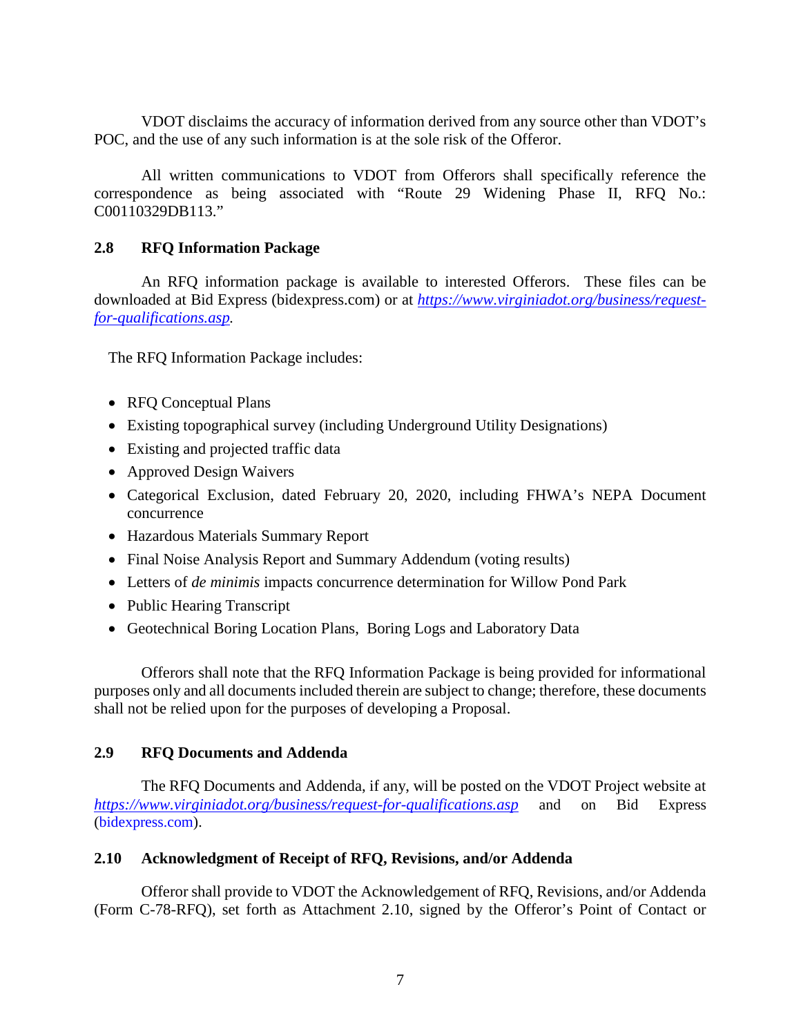VDOT disclaims the accuracy of information derived from any source other than VDOT's POC, and the use of any such information is at the sole risk of the Offeror.

All written communications to VDOT from Offerors shall specifically reference the correspondence as being associated with "Route 29 Widening Phase II, RFQ No.: C00110329DB113."

### 2.8 RFQ Information Package

An RFQ information package is available to interested Offerors. These files can be downloaded at Bid Express (bidexpress.com) or at [*https://www.virginiadot.org/business/request-for-qualifications.asp*](https://www.virginiadot.org/business/request-for-qualifications.asp)*.*

The RFQ Information Package includes:

- RFQ Conceptual Plans
- Existing topographical survey (including Underground Utility Designations)
- Existing and projected traffic data
- Approved Design Waivers
- Categorical Exclusion, dated February 20, 2020, including FHWA's NEPA Document concurrence
- Hazardous Materials Summary Report
- Final Noise Analysis Report and Summary Addendum (voting results)
- Letters of *de minimis* impacts concurrence determination for Willow Pond Park
- Public Hearing Transcript
- Geotechnical Boring Location Plans, Boring Logs and Laboratory Data

Offerors shall note that the RFQ Information Package is being provided for informational purposes only and all documents included therein are subject to change; therefore, these documents shall not be relied upon for the purposes of developing a Proposal.

### 2.9 RFQ Documents and Addenda

The RFQ Documents and Addenda, if any, will be posted on the VDOT Project website at [*https://www.virginiadot.org/business/request-for-qualifications.asp*](https://www.virginiadot.org/business/request-for-qualifications.asp) and on Bid Express (bidexpress.com).

### 2.10 Acknowledgment of Receipt of RFQ, Revisions, and/or Addenda

Offeror shall provide to VDOT the Acknowledgement of RFQ, Revisions, and/or Addenda (Form C-78-RFQ), set forth as Attachment 2.10, signed by the Offeror's Point of Contact or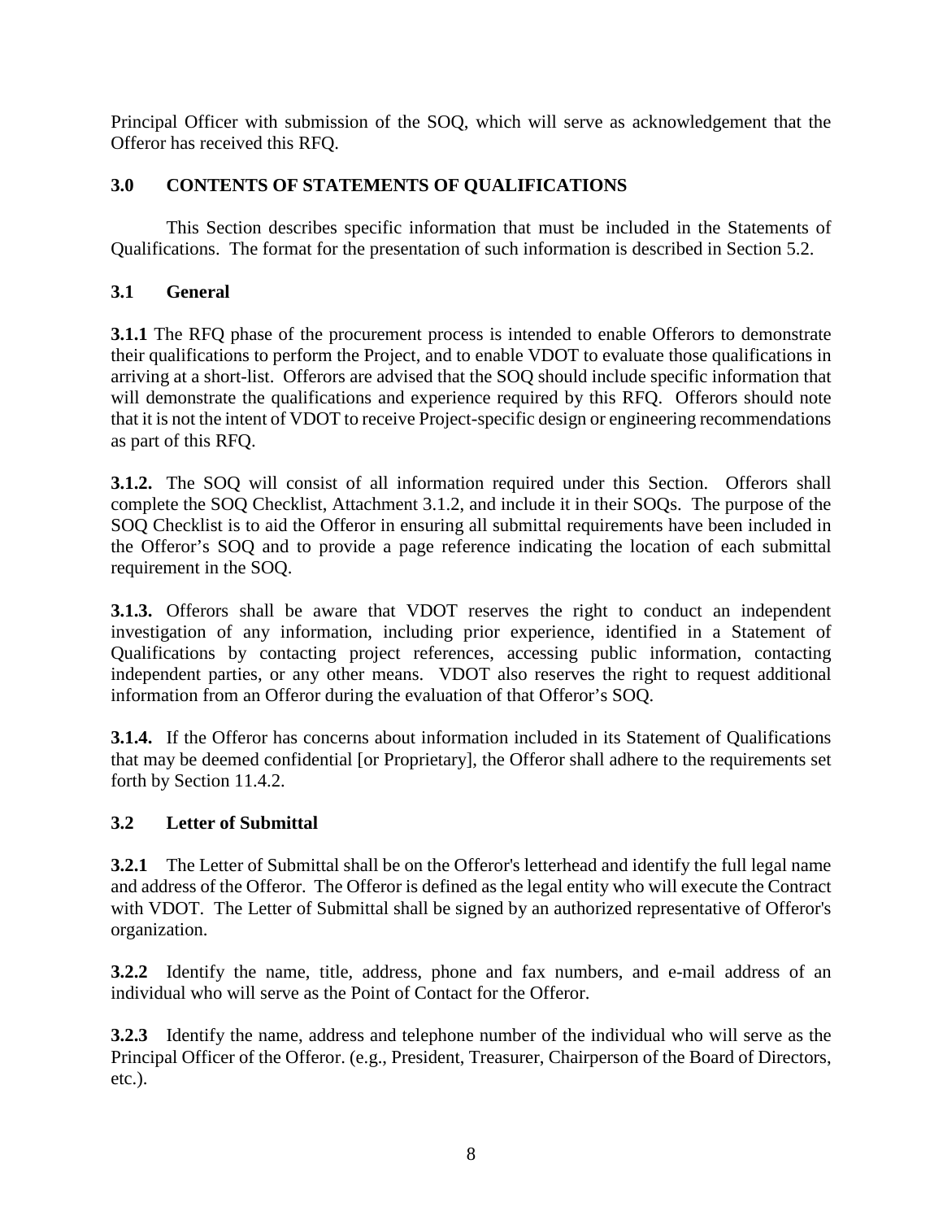Principal Officer with submission of the SOQ, which will serve as acknowledgement that the Offeror has received this RFQ.

## 3.0 CONTENTS OF STATEMENTS OF QUALIFICATIONS

This Section describes specific information that must be included in the Statements of Qualifications. The format for the presentation of such information is described in Section 5.2.

### 3.1 General

**3.1.1** The RFQ phase of the procurement process is intended to enable Offerors to demonstrate their qualifications to perform the Project, and to enable VDOT to evaluate those qualifications in arriving at a short-list. Offerors are advised that the SOQ should include specific information that will demonstrate the qualifications and experience required by this RFQ. Offerors should note that it is not the intent of VDOT to receive Project-specific design or engineering recommendations as part of this RFQ.

**3.1.2.** The SOQ will consist of all information required under this Section. Offerors shall complete the SOQ Checklist, Attachment 3.1.2, and include it in their SOQs. The purpose of the SOQ Checklist is to aid the Offeror in ensuring all submittal requirements have been included in the Offeror's SOQ and to provide a page reference indicating the location of each submittal requirement in the SOQ.

**3.1.3.** Offerors shall be aware that VDOT reserves the right to conduct an independent investigation of any information, including prior experience, identified in a Statement of Qualifications by contacting project references, accessing public information, contacting independent parties, or any other means. VDOT also reserves the right to request additional information from an Offeror during the evaluation of that Offeror's SOQ.

**3.1.4.** If the Offeror has concerns about information included in its Statement of Qualifications that may be deemed confidential [or Proprietary], the Offeror shall adhere to the requirements set forth by Section 11.4.2.

### 3.2 Letter of Submittal

**3.2.1** The Letter of Submittal shall be on the Offeror's letterhead and identify the full legal name and address of the Offeror. The Offeror is defined as the legal entity who will execute the Contract with VDOT. The Letter of Submittal shall be signed by an authorized representative of Offeror's organization.

**3.2.2** Identify the name, title, address, phone and fax numbers, and e-mail address of an individual who will serve as the Point of Contact for the Offeror.

**3.2.3** Identify the name, address and telephone number of the individual who will serve as the Principal Officer of the Offeror. (e.g., President, Treasurer, Chairperson of the Board of Directors, etc.).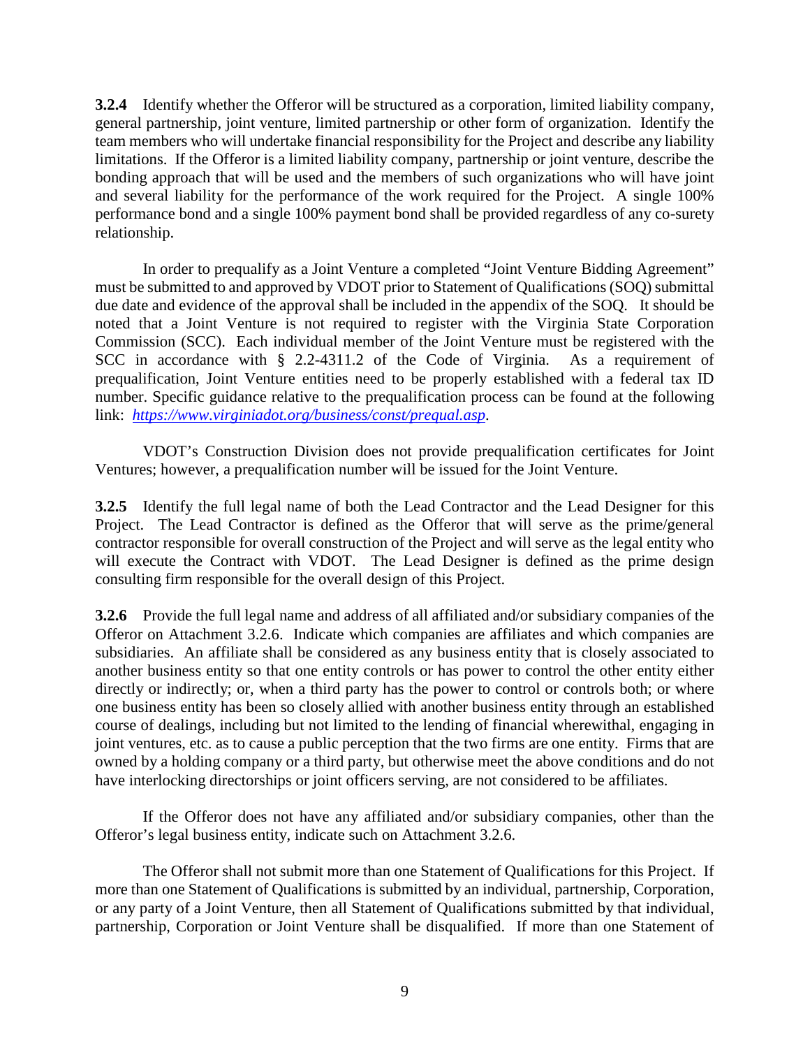**3.2.4** Identify whether the Offeror will be structured as a corporation, limited liability company, general partnership, joint venture, limited partnership or other form of organization. Identify the team members who will undertake financial responsibility for the Project and describe any liability limitations. If the Offeror is a limited liability company, partnership or joint venture, describe the bonding approach that will be used and the members of such organizations who will have joint and several liability for the performance of the work required for the Project. A single 100% performance bond and a single 100% payment bond shall be provided regardless of any co-surety relationship.

In order to prequalify as a Joint Venture a completed "Joint Venture Bidding Agreement" must be submitted to and approved by VDOT prior to Statement of Qualifications (SOQ) submittal due date and evidence of the approval shall be included in the appendix of the SOQ. It should be noted that a Joint Venture is not required to register with the Virginia State Corporation Commission (SCC). Each individual member of the Joint Venture must be registered with the SCC in accordance with § 2.2-4311.2 of the Code of Virginia. As a requirement of prequalification, Joint Venture entities need to be properly established with a federal tax ID number. Specific guidance relative to the prequalification process can be found at the following link: *https://www.virginiadot.org/business/const/prequal.asp*.

VDOT's Construction Division does not provide prequalification certificates for Joint Ventures; however, a prequalification number will be issued for the Joint Venture.

**3.2.5** Identify the full legal name of both the Lead Contractor and the Lead Designer for this Project. The Lead Contractor is defined as the Offeror that will serve as the prime/general contractor responsible for overall construction of the Project and will serve as the legal entity who will execute the Contract with VDOT. The Lead Designer is defined as the prime design consulting firm responsible for the overall design of this Project.

**3.2.6** Provide the full legal name and address of all affiliated and/or subsidiary companies of the Offeror on Attachment 3.2.6. Indicate which companies are affiliates and which companies are subsidiaries. An affiliate shall be considered as any business entity that is closely associated to another business entity so that one entity controls or has power to control the other entity either directly or indirectly; or, when a third party has the power to control or controls both; or where one business entity has been so closely allied with another business entity through an established course of dealings, including but not limited to the lending of financial wherewithal, engaging in joint ventures, etc. as to cause a public perception that the two firms are one entity. Firms that are owned by a holding company or a third party, but otherwise meet the above conditions and do not have interlocking directorships or joint officers serving, are not considered to be affiliates.

If the Offeror does not have any affiliated and/or subsidiary companies, other than the Offeror's legal business entity, indicate such on Attachment 3.2.6.

The Offeror shall not submit more than one Statement of Qualifications for this Project. If more than one Statement of Qualifications is submitted by an individual, partnership, Corporation, or any party of a Joint Venture, then all Statement of Qualifications submitted by that individual, partnership, Corporation or Joint Venture shall be disqualified. If more than one Statement of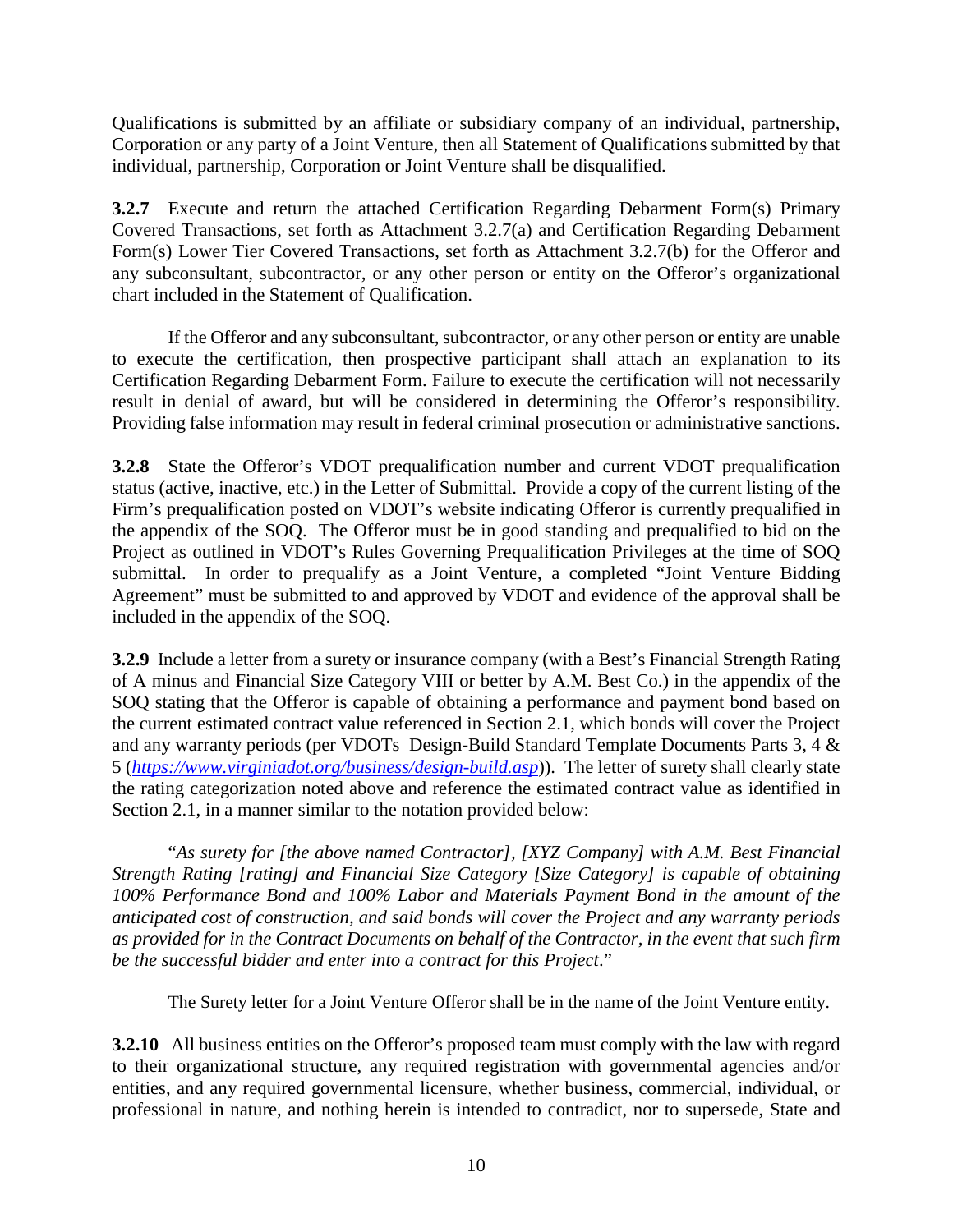Qualifications is submitted by an affiliate or subsidiary company of an individual, partnership, Corporation or any party of a Joint Venture, then all Statement of Qualifications submitted by that individual, partnership, Corporation or Joint Venture shall be disqualified.

**3.2.7** Execute and return the attached Certification Regarding Debarment Form(s) Primary Covered Transactions, set forth as Attachment 3.2.7(a) and Certification Regarding Debarment Form(s) Lower Tier Covered Transactions, set forth as Attachment 3.2.7(b) for the Offeror and any subconsultant, subcontractor, or any other person or entity on the Offeror's organizational chart included in the Statement of Qualification.

If the Offeror and any subconsultant, subcontractor, or any other person or entity are unable to execute the certification, then prospective participant shall attach an explanation to its Certification Regarding Debarment Form. Failure to execute the certification will not necessarily result in denial of award, but will be considered in determining the Offeror's responsibility. Providing false information may result in federal criminal prosecution or administrative sanctions.

**3.2.8** State the Offeror's VDOT prequalification number and current VDOT prequalification status (active, inactive, etc.) in the Letter of Submittal. Provide a copy of the current listing of the Firm's prequalification posted on VDOT's website indicating Offeror is currently prequalified in the appendix of the SOQ. The Offeror must be in good standing and prequalified to bid on the Project as outlined in VDOT's Rules Governing Prequalification Privileges at the time of SOQ submittal. In order to prequalify as a Joint Venture, a completed "Joint Venture Bidding Agreement" must be submitted to and approved by VDOT and evidence of the approval shall be included in the appendix of the SOQ.

**3.2.9** Include a letter from a surety or insurance company (with a Best's Financial Strength Rating of A minus and Financial Size Category VIII or better by A.M. Best Co.) in the appendix of the SOQ stating that the Offeror is capable of obtaining a performance and payment bond based on the current estimated contract value referenced in Section 2.1, which bonds will cover the Project and any warranty periods (per VDOTs Design-Build Standard Template Documents Parts 3, 4 & 5 (*https://www.virginiadot.org/business/design-build.asp*)). The letter of surety shall clearly state the rating categorization noted above and reference the estimated contract value as identified in Section 2.1, in a manner similar to the notation provided below:

"*As surety for [the above named Contractor], [XYZ Company] with A.M. Best Financial Strength Rating [rating] and Financial Size Category [Size Category] is capable of obtaining 100% Performance Bond and 100% Labor and Materials Payment Bond in the amount of the anticipated cost of construction, and said bonds will cover the Project and any warranty periods as provided for in the Contract Documents on behalf of the Contractor, in the event that such firm be the successful bidder and enter into a contract for this Project*."

The Surety letter for a Joint Venture Offeror shall be in the name of the Joint Venture entity.

**3.2.10** All business entities on the Offeror's proposed team must comply with the law with regard to their organizational structure, any required registration with governmental agencies and/or entities, and any required governmental licensure, whether business, commercial, individual, or professional in nature, and nothing herein is intended to contradict, nor to supersede, State and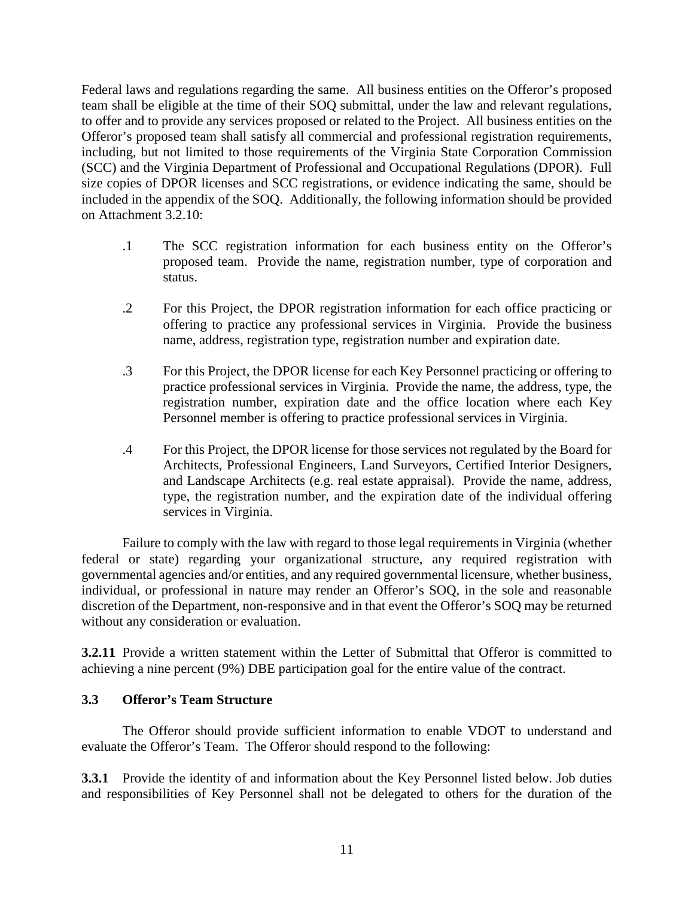Federal laws and regulations regarding the same. All business entities on the Offeror's proposed team shall be eligible at the time of their SOQ submittal, under the law and relevant regulations, to offer and to provide any services proposed or related to the Project. All business entities on the Offeror's proposed team shall satisfy all commercial and professional registration requirements, including, but not limited to those requirements of the Virginia State Corporation Commission (SCC) and the Virginia Department of Professional and Occupational Regulations (DPOR). Full size copies of DPOR licenses and SCC registrations, or evidence indicating the same, should be included in the appendix of the SOQ. Additionally, the following information should be provided on Attachment 3.2.10:

.1 The SCC registration information for each business entity on the Offeror's proposed team. Provide the name, registration number, type of corporation and status.

.2 For this Project, the DPOR registration information for each office practicing or offering to practice any professional services in Virginia. Provide the business name, address, registration type, registration number and expiration date.

.3 For this Project, the DPOR license for each Key Personnel practicing or offering to practice professional services in Virginia. Provide the name, the address, type, the registration number, expiration date and the office location where each Key Personnel member is offering to practice professional services in Virginia.

.4 For this Project, the DPOR license for those services not regulated by the Board for Architects, Professional Engineers, Land Surveyors, Certified Interior Designers, and Landscape Architects (e.g. real estate appraisal). Provide the name, address, type, the registration number, and the expiration date of the individual offering services in Virginia.

Failure to comply with the law with regard to those legal requirements in Virginia (whether federal or state) regarding your organizational structure, any required registration with governmental agencies and/or entities, and any required governmental licensure, whether business, individual, or professional in nature may render an Offeror's SOQ, in the sole and reasonable discretion of the Department, non-responsive and in that event the Offeror's SOQ may be returned without any consideration or evaluation.

**3.2.11** Provide a written statement within the Letter of Submittal that Offeror is committed to achieving a nine percent (9%) DBE participation goal for the entire value of the contract.

### 3.3 Offeror's Team Structure

The Offeror should provide sufficient information to enable VDOT to understand and evaluate the Offeror's Team. The Offeror should respond to the following:

**3.3.1** Provide the identity of and information about the Key Personnel listed below. Job duties and responsibilities of Key Personnel shall not be delegated to others for the duration of the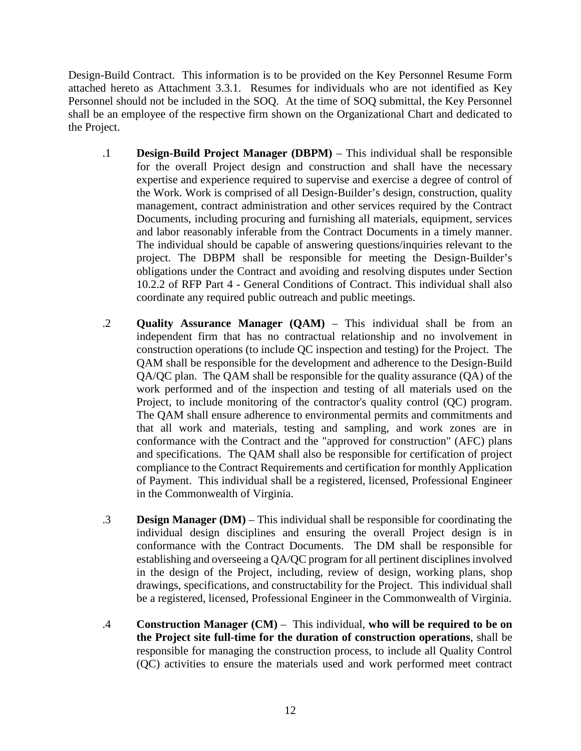Design-Build Contract. This information is to be provided on the Key Personnel Resume Form attached hereto as Attachment 3.3.1. Resumes for individuals who are not identified as Key Personnel should not be included in the SOQ. At the time of SOQ submittal, the Key Personnel shall be an employee of the respective firm shown on the Organizational Chart and dedicated to the Project.

.1 **Design-Build Project Manager (DBPM)** – This individual shall be responsible for the overall Project design and construction and shall have the necessary expertise and experience required to supervise and exercise a degree of control of the Work. Work is comprised of all Design-Builder's design, construction, quality management, contract administration and other services required by the Contract Documents, including procuring and furnishing all materials, equipment, services and labor reasonably inferable from the Contract Documents in a timely manner. The individual should be capable of answering questions/inquiries relevant to the project. The DBPM shall be responsible for meeting the Design-Builder's obligations under the Contract and avoiding and resolving disputes under Section 10.2.2 of RFP Part 4 - General Conditions of Contract. This individual shall also coordinate any required public outreach and public meetings.

.2 **Quality Assurance Manager (QAM)** – This individual shall be from an independent firm that has no contractual relationship and no involvement in construction operations (to include QC inspection and testing) for the Project. The QAM shall be responsible for the development and adherence to the Design-Build QA/QC plan. The QAM shall be responsible for the quality assurance (QA) of the work performed and of the inspection and testing of all materials used on the Project, to include monitoring of the contractor's quality control (QC) program. The QAM shall ensure adherence to environmental permits and commitments and that all work and materials, testing and sampling, and work zones are in conformance with the Contract and the "approved for construction" (AFC) plans and specifications. The QAM shall also be responsible for certification of project compliance to the Contract Requirements and certification for monthly Application of Payment. This individual shall be a registered, licensed, Professional Engineer in the Commonwealth of Virginia.

.3 **Design Manager (DM)** – This individual shall be responsible for coordinating the individual design disciplines and ensuring the overall Project design is in conformance with the Contract Documents. The DM shall be responsible for establishing and overseeing a QA/QC program for all pertinent disciplines involved in the design of the Project, including, review of design, working plans, shop drawings, specifications, and constructability for the Project. This individual shall be a registered, licensed, Professional Engineer in the Commonwealth of Virginia.

.4 **Construction Manager (CM)** – This individual, **who will be required to be on the Project site full-time for the duration of construction operations**, shall be responsible for managing the construction process, to include all Quality Control (QC) activities to ensure the materials used and work performed meet contract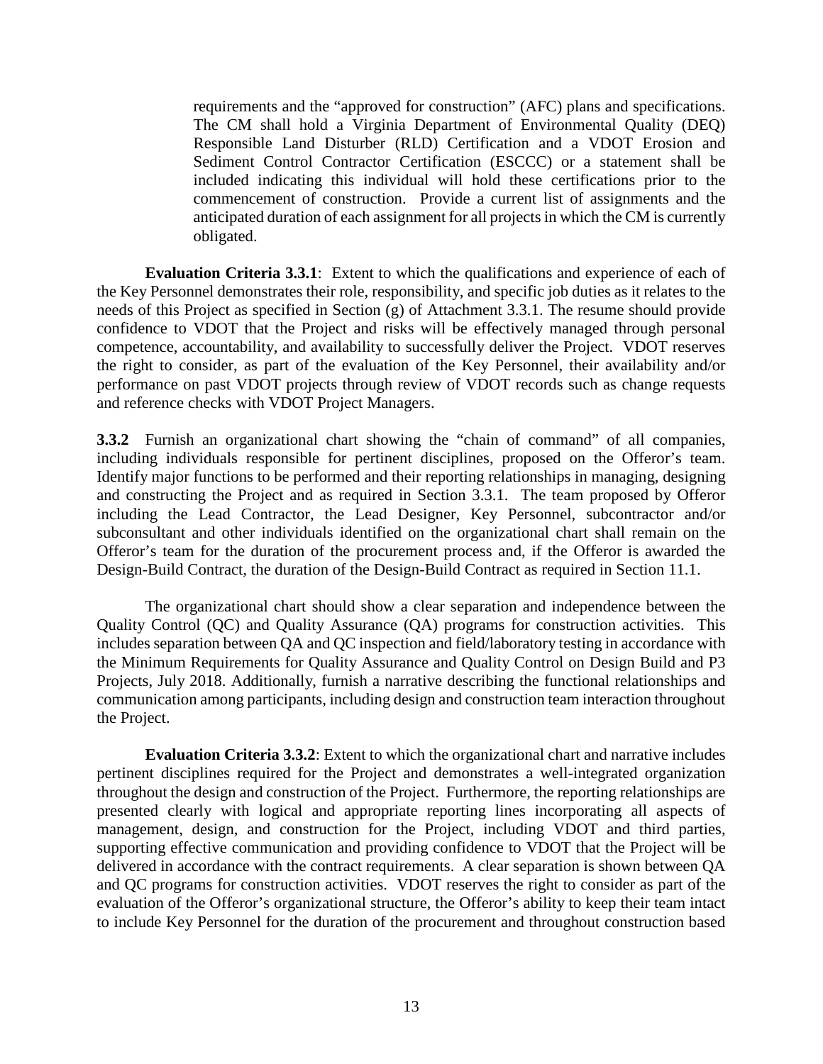requirements and the "approved for construction" (AFC) plans and specifications. The CM shall hold a Virginia Department of Environmental Quality (DEQ) Responsible Land Disturber (RLD) Certification and a VDOT Erosion and Sediment Control Contractor Certification (ESCCC) or a statement shall be included indicating this individual will hold these certifications prior to the commencement of construction. Provide a current list of assignments and the anticipated duration of each assignment for all projects in which the CM is currently obligated.

**Evaluation Criteria 3.3.1**: Extent to which the qualifications and experience of each of the Key Personnel demonstrates their role, responsibility, and specific job duties as it relates to the needs of this Project as specified in Section (g) of Attachment 3.3.1. The resume should provide confidence to VDOT that the Project and risks will be effectively managed through personal competence, accountability, and availability to successfully deliver the Project. VDOT reserves the right to consider, as part of the evaluation of the Key Personnel, their availability and/or performance on past VDOT projects through review of VDOT records such as change requests and reference checks with VDOT Project Managers.

**3.3.2** Furnish an organizational chart showing the "chain of command" of all companies, including individuals responsible for pertinent disciplines, proposed on the Offeror's team. Identify major functions to be performed and their reporting relationships in managing, designing and constructing the Project and as required in Section 3.3.1. The team proposed by Offeror including the Lead Contractor, the Lead Designer, Key Personnel, subcontractor and/or subconsultant and other individuals identified on the organizational chart shall remain on the Offeror's team for the duration of the procurement process and, if the Offeror is awarded the Design-Build Contract, the duration of the Design-Build Contract as required in Section 11.1.

The organizational chart should show a clear separation and independence between the Quality Control (QC) and Quality Assurance (QA) programs for construction activities. This includes separation between QA and QC inspection and field/laboratory testing in accordance with the Minimum Requirements for Quality Assurance and Quality Control on Design Build and P3 Projects, July 2018. Additionally, furnish a narrative describing the functional relationships and communication among participants, including design and construction team interaction throughout the Project.

**Evaluation Criteria 3.3.2**: Extent to which the organizational chart and narrative includes pertinent disciplines required for the Project and demonstrates a well-integrated organization throughout the design and construction of the Project. Furthermore, the reporting relationships are presented clearly with logical and appropriate reporting lines incorporating all aspects of management, design, and construction for the Project, including VDOT and third parties, supporting effective communication and providing confidence to VDOT that the Project will be delivered in accordance with the contract requirements. A clear separation is shown between QA and QC programs for construction activities. VDOT reserves the right to consider as part of the evaluation of the Offeror's organizational structure, the Offeror's ability to keep their team intact to include Key Personnel for the duration of the procurement and throughout construction based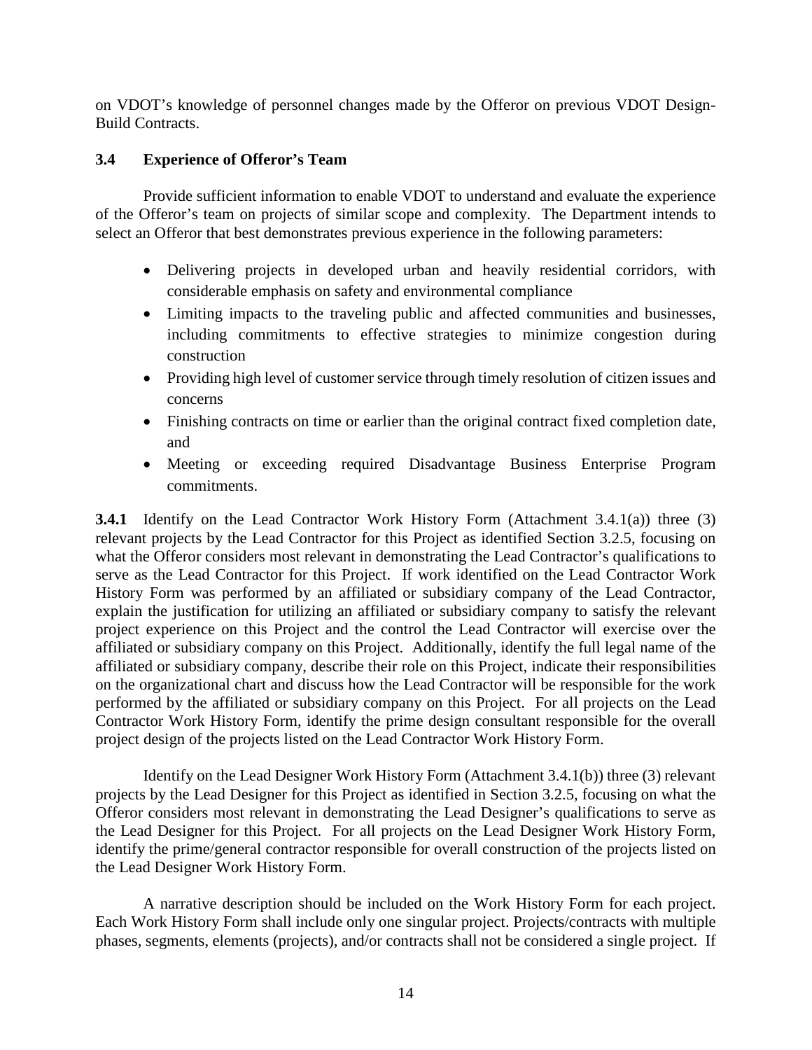on VDOT's knowledge of personnel changes made by the Offeror on previous VDOT Design-Build Contracts.

### 3.4 Experience of Offeror's Team

Provide sufficient information to enable VDOT to understand and evaluate the experience of the Offeror's team on projects of similar scope and complexity. The Department intends to select an Offeror that best demonstrates previous experience in the following parameters:

- Delivering projects in developed urban and heavily residential corridors, with considerable emphasis on safety and environmental compliance
- Limiting impacts to the traveling public and affected communities and businesses, including commitments to effective strategies to minimize congestion during construction
- Providing high level of customer service through timely resolution of citizen issues and concerns
- Finishing contracts on time or earlier than the original contract fixed completion date, and
- Meeting or exceeding required Disadvantage Business Enterprise Program commitments.

**3.4.1** Identify on the Lead Contractor Work History Form (Attachment 3.4.1(a)) three (3) relevant projects by the Lead Contractor for this Project as identified Section 3.2.5, focusing on what the Offeror considers most relevant in demonstrating the Lead Contractor's qualifications to serve as the Lead Contractor for this Project. If work identified on the Lead Contractor Work History Form was performed by an affiliated or subsidiary company of the Lead Contractor, explain the justification for utilizing an affiliated or subsidiary company to satisfy the relevant project experience on this Project and the control the Lead Contractor will exercise over the affiliated or subsidiary company on this Project. Additionally, identify the full legal name of the affiliated or subsidiary company, describe their role on this Project, indicate their responsibilities on the organizational chart and discuss how the Lead Contractor will be responsible for the work performed by the affiliated or subsidiary company on this Project. For all projects on the Lead Contractor Work History Form, identify the prime design consultant responsible for the overall project design of the projects listed on the Lead Contractor Work History Form.

Identify on the Lead Designer Work History Form (Attachment 3.4.1(b)) three (3) relevant projects by the Lead Designer for this Project as identified in Section 3.2.5, focusing on what the Offeror considers most relevant in demonstrating the Lead Designer's qualifications to serve as the Lead Designer for this Project. For all projects on the Lead Designer Work History Form, identify the prime/general contractor responsible for overall construction of the projects listed on the Lead Designer Work History Form.

A narrative description should be included on the Work History Form for each project. Each Work History Form shall include only one singular project. Projects/contracts with multiple phases, segments, elements (projects), and/or contracts shall not be considered a single project. If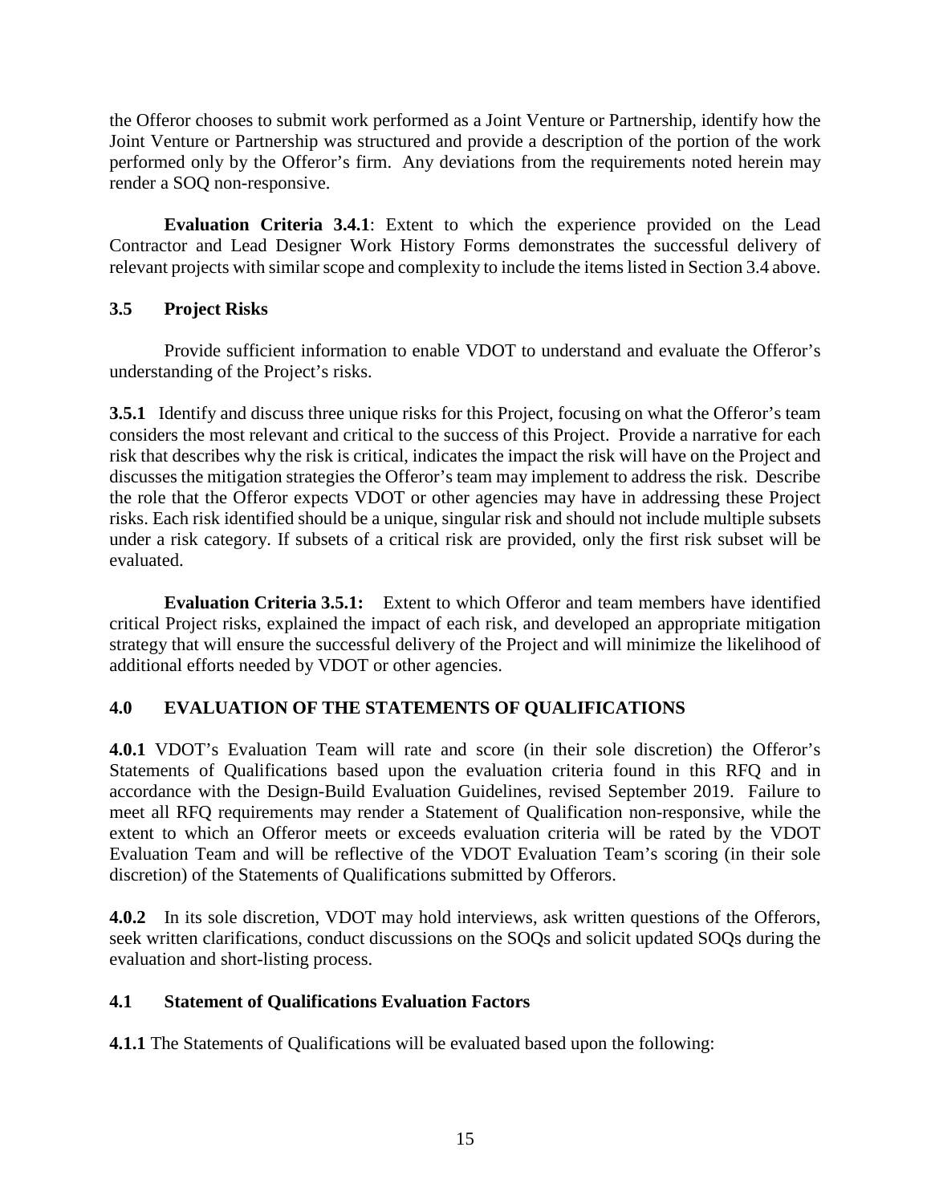the Offeror chooses to submit work performed as a Joint Venture or Partnership, identify how the Joint Venture or Partnership was structured and provide a description of the portion of the work performed only by the Offeror's firm. Any deviations from the requirements noted herein may render a SOQ non-responsive.

**Evaluation Criteria 3.4.1**: Extent to which the experience provided on the Lead Contractor and Lead Designer Work History Forms demonstrates the successful delivery of relevant projects with similar scope and complexity to include the items listed in Section 3.4 above.

### 3.5 Project Risks

Provide sufficient information to enable VDOT to understand and evaluate the Offeror's understanding of the Project's risks.

**3.5.1** Identify and discuss three unique risks for this Project, focusing on what the Offeror's team considers the most relevant and critical to the success of this Project. Provide a narrative for each risk that describes why the risk is critical, indicates the impact the risk will have on the Project and discusses the mitigation strategies the Offeror's team may implement to address the risk. Describe the role that the Offeror expects VDOT or other agencies may have in addressing these Project risks. Each risk identified should be a unique, singular risk and should not include multiple subsets under a risk category. If subsets of a critical risk are provided, only the first risk subset will be evaluated.

**Evaluation Criteria 3.5.1:** Extent to which Offeror and team members have identified critical Project risks, explained the impact of each risk, and developed an appropriate mitigation strategy that will ensure the successful delivery of the Project and will minimize the likelihood of additional efforts needed by VDOT or other agencies.

## 4.0 EVALUATION OF THE STATEMENTS OF QUALIFICATIONS

**4.0.1** VDOT's Evaluation Team will rate and score (in their sole discretion) the Offeror's Statements of Qualifications based upon the evaluation criteria found in this RFQ and in accordance with the Design-Build Evaluation Guidelines, revised September 2019. Failure to meet all RFQ requirements may render a Statement of Qualification non-responsive, while the extent to which an Offeror meets or exceeds evaluation criteria will be rated by the VDOT Evaluation Team and will be reflective of the VDOT Evaluation Team's scoring (in their sole discretion) of the Statements of Qualifications submitted by Offerors.

**4.0.2** In its sole discretion, VDOT may hold interviews, ask written questions of the Offerors, seek written clarifications, conduct discussions on the SOQs and solicit updated SOQs during the evaluation and short-listing process.

### 4.1 Statement of Qualifications Evaluation Factors

**4.1.1** The Statements of Qualifications will be evaluated based upon the following: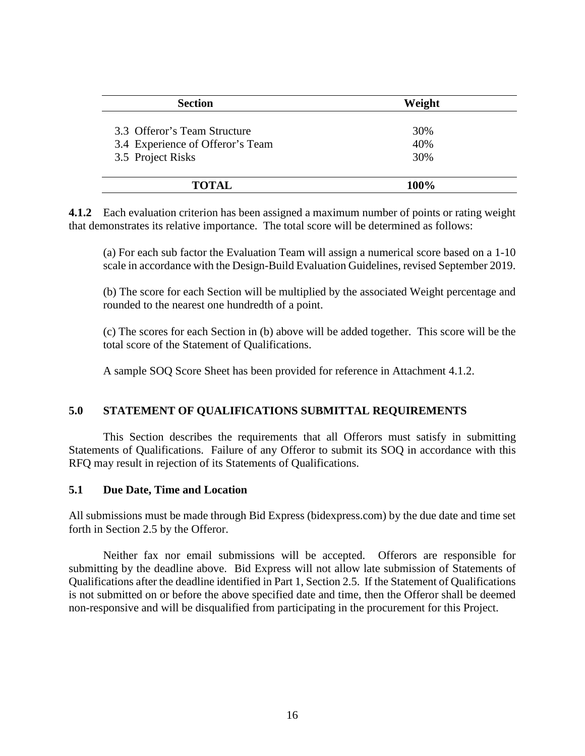| Section | Weight |
|---|---|
| 3.3 Offeror's Team Structure | 30% |
| 3.4 Experience of Offeror's Team | 40% |
| 3.5 Project Risks | 30% |
| **TOTAL** | **100%** |

**4.1.2** Each evaluation criterion has been assigned a maximum number of points or rating weight that demonstrates its relative importance. The total score will be determined as follows:

(a) For each sub factor the Evaluation Team will assign a numerical score based on a 1-10 scale in accordance with the Design-Build Evaluation Guidelines, revised September 2019.

(b) The score for each Section will be multiplied by the associated Weight percentage and rounded to the nearest one hundredth of a point.

(c) The scores for each Section in (b) above will be added together. This score will be the total score of the Statement of Qualifications.

A sample SOQ Score Sheet has been provided for reference in Attachment 4.1.2.

## 5.0 STATEMENT OF QUALIFICATIONS SUBMITTAL REQUIREMENTS

This Section describes the requirements that all Offerors must satisfy in submitting Statements of Qualifications. Failure of any Offeror to submit its SOQ in accordance with this RFQ may result in rejection of its Statements of Qualifications.

### 5.1 Due Date, Time and Location

All submissions must be made through Bid Express (bidexpress.com) by the due date and time set forth in Section 2.5 by the Offeror.

Neither fax nor email submissions will be accepted. Offerors are responsible for submitting by the deadline above. Bid Express will not allow late submission of Statements of Qualifications after the deadline identified in Part 1, Section 2.5. If the Statement of Qualifications is not submitted on or before the above specified date and time, then the Offeror shall be deemed non-responsive and will be disqualified from participating in the procurement for this Project.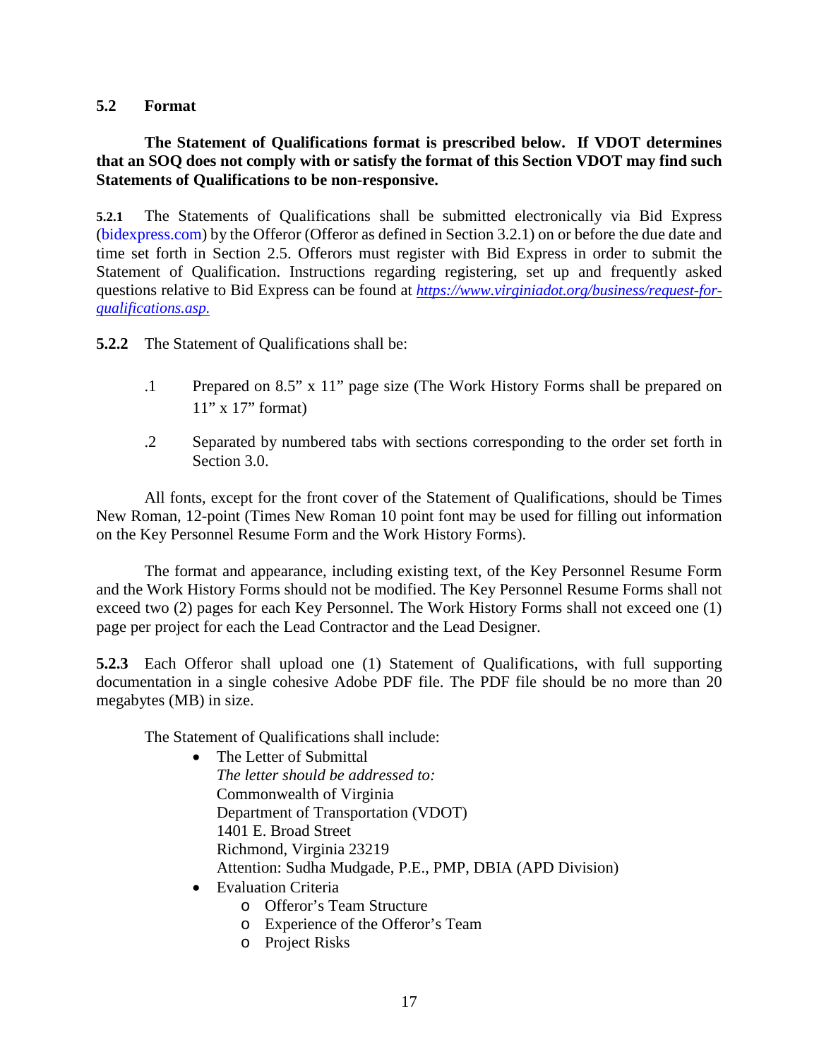## 5.2 Format

**The Statement of Qualifications format is prescribed below. If VDOT determines that an SOQ does not comply with or satisfy the format of this Section VDOT may find such Statements of Qualifications to be non-responsive.**

**5.2.1** The Statements of Qualifications shall be submitted electronically via Bid Express (bidexpress.com) by the Offeror (Offeror as defined in Section 3.2.1) on or before the due date and time set forth in Section 2.5. Offerors must register with Bid Express in order to submit the Statement of Qualification. Instructions regarding registering, set up and frequently asked questions relative to Bid Express can be found at [*https://www.virginiadot.org/business/request-for-qualifications.asp.*](https://www.virginiadot.org/business/request-for-qualifications.asp)

**5.2.2** The Statement of Qualifications shall be:

.1 Prepared on 8.5” x 11” page size (The Work History Forms shall be prepared on 11” x 17” format)

.2 Separated by numbered tabs with sections corresponding to the order set forth in Section 3.0.

All fonts, except for the front cover of the Statement of Qualifications, should be Times New Roman, 12-point (Times New Roman 10 point font may be used for filling out information on the Key Personnel Resume Form and the Work History Forms).

The format and appearance, including existing text, of the Key Personnel Resume Form and the Work History Forms should not be modified. The Key Personnel Resume Forms shall not exceed two (2) pages for each Key Personnel. The Work History Forms shall not exceed one (1) page per project for each the Lead Contractor and the Lead Designer.

**5.2.3** Each Offeror shall upload one (1) Statement of Qualifications, with full supporting documentation in a single cohesive Adobe PDF file. The PDF file should be no more than 20 megabytes (MB) in size.

The Statement of Qualifications shall include:

- The Letter of Submittal  
  *The letter should be addressed to:*  
  Commonwealth of Virginia  
  Department of Transportation (VDOT)  
  1401 E. Broad Street  
  Richmond, Virginia 23219  
  Attention: Sudha Mudgade, P.E., PMP, DBIA (APD Division)
- Evaluation Criteria
  - Offeror’s Team Structure
  - Experience of the Offeror’s Team
  - Project Risks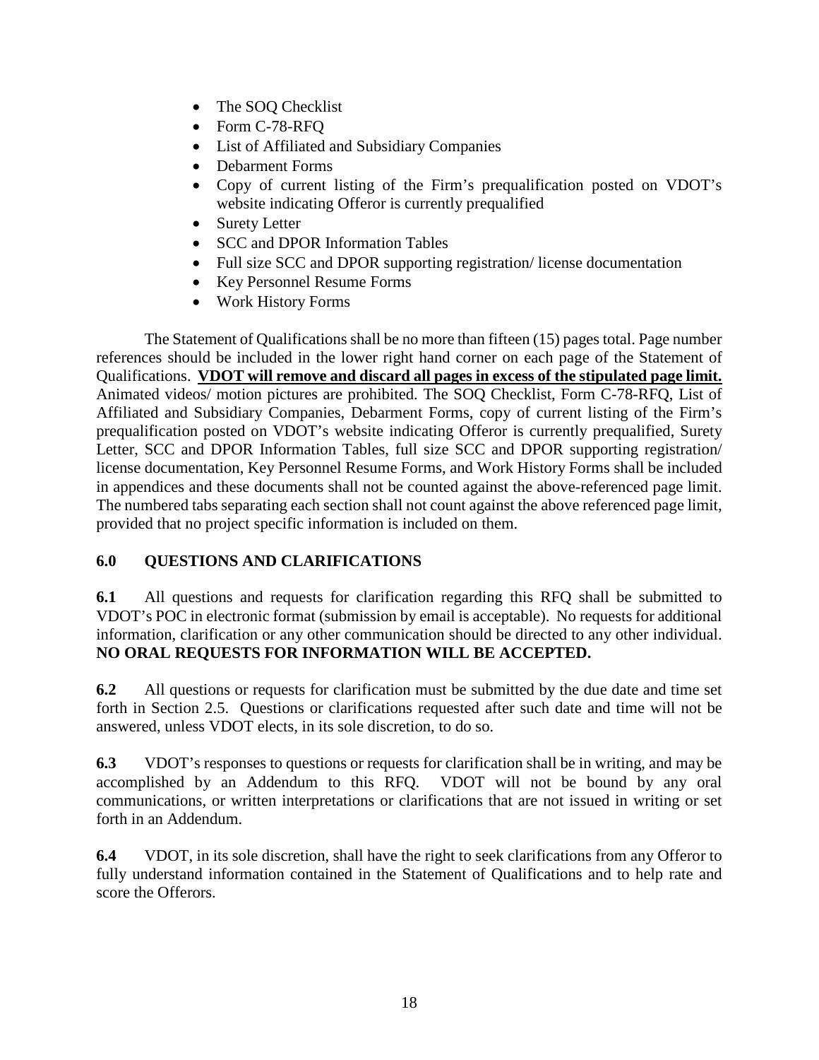- The SOQ Checklist
- Form C-78-RFQ
- List of Affiliated and Subsidiary Companies
- Debarment Forms
- Copy of current listing of the Firm's prequalification posted on VDOT's website indicating Offeror is currently prequalified
- Surety Letter
- SCC and DPOR Information Tables
- Full size SCC and DPOR supporting registration/ license documentation
- Key Personnel Resume Forms
- Work History Forms

The Statement of Qualifications shall be no more than fifteen (15) pages total. Page number references should be included in the lower right hand corner on each page of the Statement of Qualifications. **VDOT will remove and discard all pages in excess of the stipulated page limit.** Animated videos/ motion pictures are prohibited. The SOQ Checklist, Form C-78-RFQ, List of Affiliated and Subsidiary Companies, Debarment Forms, copy of current listing of the Firm's prequalification posted on VDOT's website indicating Offeror is currently prequalified, Surety Letter, SCC and DPOR Information Tables, full size SCC and DPOR supporting registration/ license documentation, Key Personnel Resume Forms, and Work History Forms shall be included in appendices and these documents shall not be counted against the above-referenced page limit. The numbered tabs separating each section shall not count against the above referenced page limit, provided that no project specific information is included on them.

## 6.0 QUESTIONS AND CLARIFICATIONS

**6.1** All questions and requests for clarification regarding this RFQ shall be submitted to VDOT's POC in electronic format (submission by email is acceptable). No requests for additional information, clarification or any other communication should be directed to any other individual. **NO ORAL REQUESTS FOR INFORMATION WILL BE ACCEPTED.**

**6.2** All questions or requests for clarification must be submitted by the due date and time set forth in Section 2.5. Questions or clarifications requested after such date and time will not be answered, unless VDOT elects, in its sole discretion, to do so.

**6.3** VDOT's responses to questions or requests for clarification shall be in writing, and may be accomplished by an Addendum to this RFQ. VDOT will not be bound by any oral communications, or written interpretations or clarifications that are not issued in writing or set forth in an Addendum.

**6.4** VDOT, in its sole discretion, shall have the right to seek clarifications from any Offeror to fully understand information contained in the Statement of Qualifications and to help rate and score the Offerors.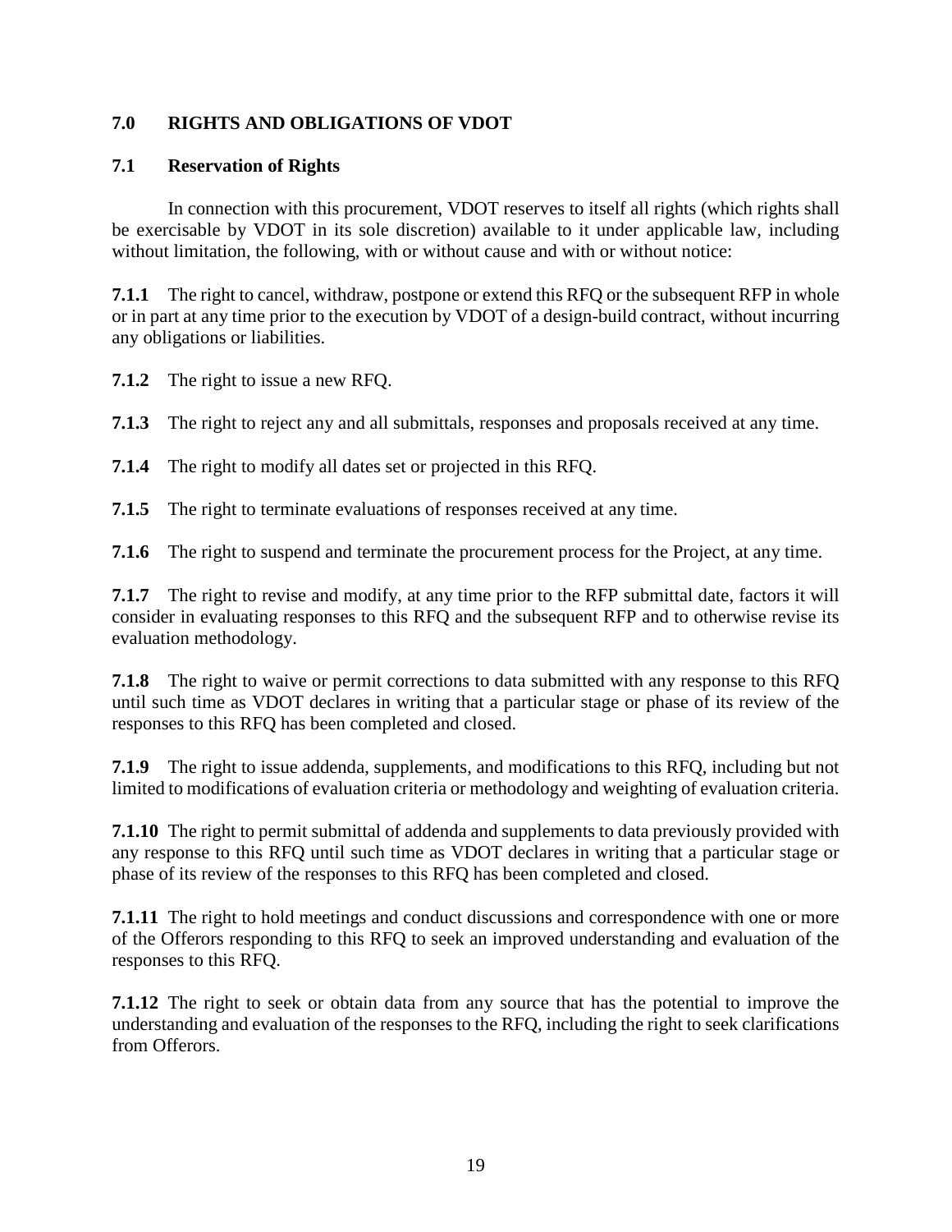## 7.0 RIGHTS AND OBLIGATIONS OF VDOT

### 7.1 Reservation of Rights

In connection with this procurement, VDOT reserves to itself all rights (which rights shall be exercisable by VDOT in its sole discretion) available to it under applicable law, including without limitation, the following, with or without cause and with or without notice:

**7.1.1** The right to cancel, withdraw, postpone or extend this RFQ or the subsequent RFP in whole or in part at any time prior to the execution by VDOT of a design-build contract, without incurring any obligations or liabilities.

**7.1.2** The right to issue a new RFQ.

**7.1.3** The right to reject any and all submittals, responses and proposals received at any time.

**7.1.4** The right to modify all dates set or projected in this RFQ.

**7.1.5** The right to terminate evaluations of responses received at any time.

**7.1.6** The right to suspend and terminate the procurement process for the Project, at any time.

**7.1.7** The right to revise and modify, at any time prior to the RFP submittal date, factors it will consider in evaluating responses to this RFQ and the subsequent RFP and to otherwise revise its evaluation methodology.

**7.1.8** The right to waive or permit corrections to data submitted with any response to this RFQ until such time as VDOT declares in writing that a particular stage or phase of its review of the responses to this RFQ has been completed and closed.

**7.1.9** The right to issue addenda, supplements, and modifications to this RFQ, including but not limited to modifications of evaluation criteria or methodology and weighting of evaluation criteria.

**7.1.10** The right to permit submittal of addenda and supplements to data previously provided with any response to this RFQ until such time as VDOT declares in writing that a particular stage or phase of its review of the responses to this RFQ has been completed and closed.

**7.1.11** The right to hold meetings and conduct discussions and correspondence with one or more of the Offerors responding to this RFQ to seek an improved understanding and evaluation of the responses to this RFQ.

**7.1.12** The right to seek or obtain data from any source that has the potential to improve the understanding and evaluation of the responses to the RFQ, including the right to seek clarifications from Offerors.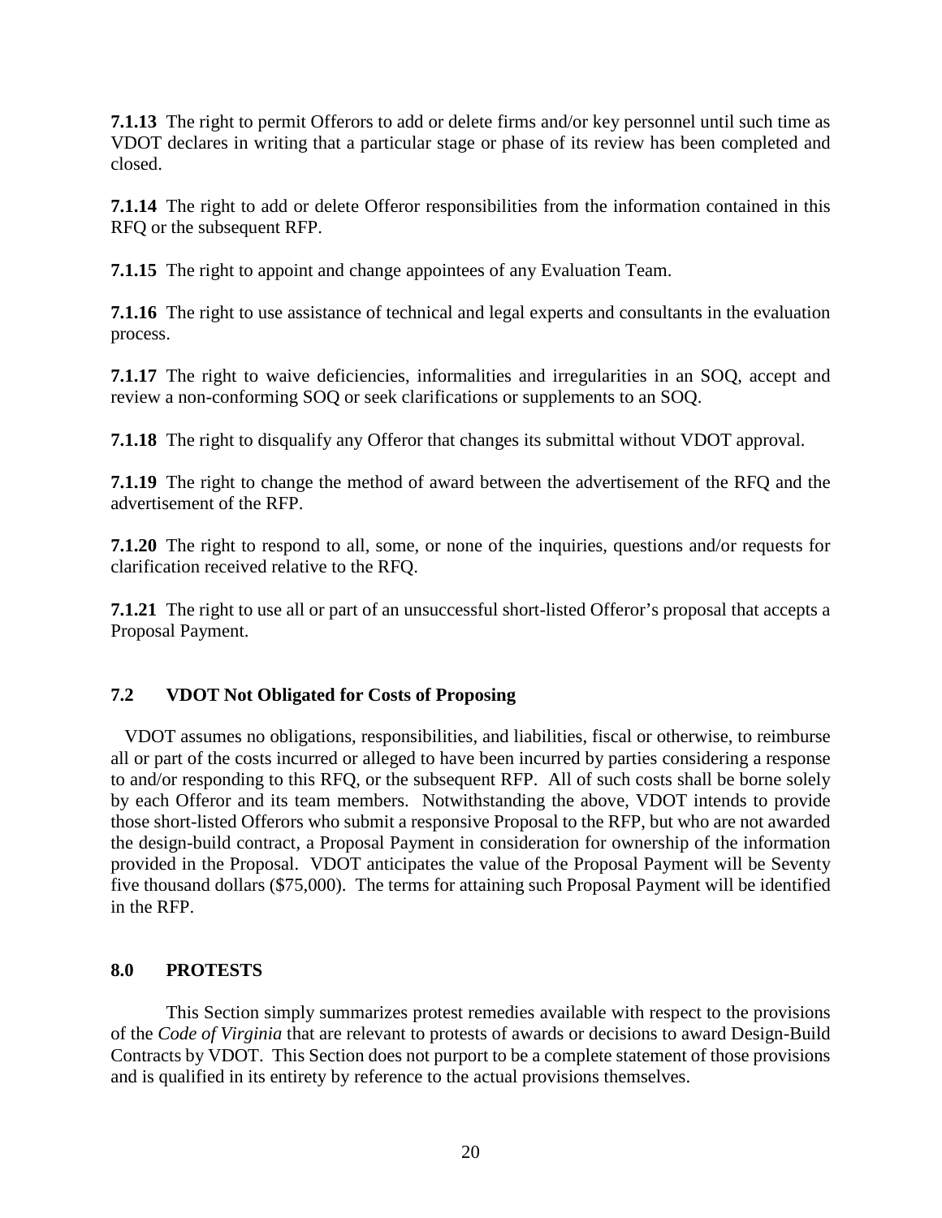**7.1.13** The right to permit Offerors to add or delete firms and/or key personnel until such time as VDOT declares in writing that a particular stage or phase of its review has been completed and closed.

**7.1.14** The right to add or delete Offeror responsibilities from the information contained in this RFQ or the subsequent RFP.

**7.1.15** The right to appoint and change appointees of any Evaluation Team.

**7.1.16** The right to use assistance of technical and legal experts and consultants in the evaluation process.

**7.1.17** The right to waive deficiencies, informalities and irregularities in an SOQ, accept and review a non-conforming SOQ or seek clarifications or supplements to an SOQ.

**7.1.18** The right to disqualify any Offeror that changes its submittal without VDOT approval.

**7.1.19** The right to change the method of award between the advertisement of the RFQ and the advertisement of the RFP.

**7.1.20** The right to respond to all, some, or none of the inquiries, questions and/or requests for clarification received relative to the RFQ.

**7.1.21** The right to use all or part of an unsuccessful short-listed Offeror's proposal that accepts a Proposal Payment.

### 7.2 VDOT Not Obligated for Costs of Proposing

VDOT assumes no obligations, responsibilities, and liabilities, fiscal or otherwise, to reimburse all or part of the costs incurred or alleged to have been incurred by parties considering a response to and/or responding to this RFQ, or the subsequent RFP. All of such costs shall be borne solely by each Offeror and its team members. Notwithstanding the above, VDOT intends to provide those short-listed Offerors who submit a responsive Proposal to the RFP, but who are not awarded the design-build contract, a Proposal Payment in consideration for ownership of the information provided in the Proposal. VDOT anticipates the value of the Proposal Payment will be Seventy five thousand dollars ($75,000). The terms for attaining such Proposal Payment will be identified in the RFP.

## 8.0 PROTESTS

This Section simply summarizes protest remedies available with respect to the provisions of the *Code of Virginia* that are relevant to protests of awards or decisions to award Design-Build Contracts by VDOT. This Section does not purport to be a complete statement of those provisions and is qualified in its entirety by reference to the actual provisions themselves.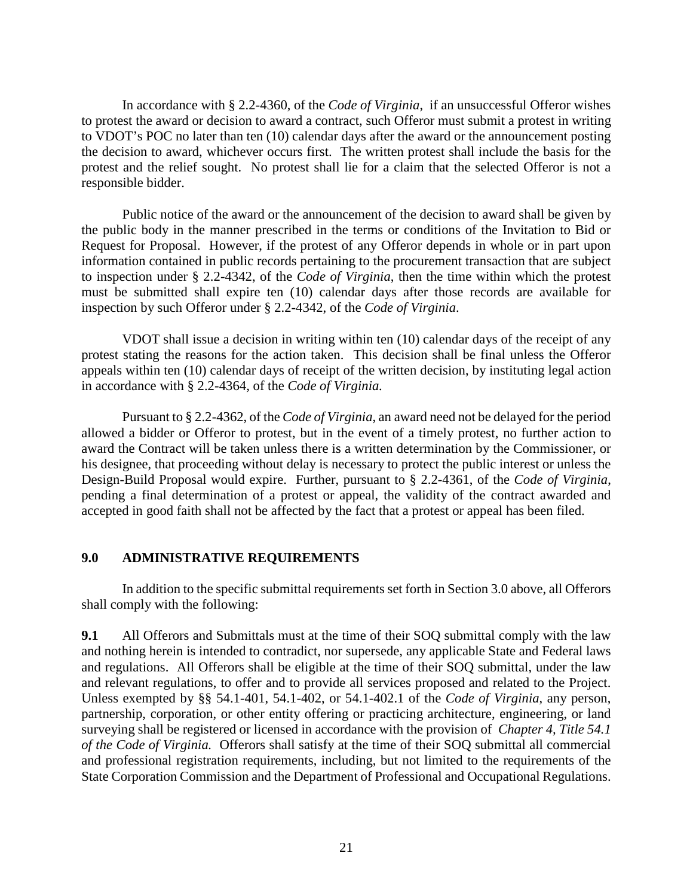In accordance with § 2.2-4360, of the *Code of Virginia*, if an unsuccessful Offeror wishes to protest the award or decision to award a contract, such Offeror must submit a protest in writing to VDOT's POC no later than ten (10) calendar days after the award or the announcement posting the decision to award, whichever occurs first. The written protest shall include the basis for the protest and the relief sought. No protest shall lie for a claim that the selected Offeror is not a responsible bidder.

Public notice of the award or the announcement of the decision to award shall be given by the public body in the manner prescribed in the terms or conditions of the Invitation to Bid or Request for Proposal. However, if the protest of any Offeror depends in whole or in part upon information contained in public records pertaining to the procurement transaction that are subject to inspection under § 2.2-4342, of the *Code of Virginia*, then the time within which the protest must be submitted shall expire ten (10) calendar days after those records are available for inspection by such Offeror under § 2.2-4342, of the *Code of Virginia*.

VDOT shall issue a decision in writing within ten (10) calendar days of the receipt of any protest stating the reasons for the action taken. This decision shall be final unless the Offeror appeals within ten (10) calendar days of receipt of the written decision, by instituting legal action in accordance with § 2.2-4364, of the *Code of Virginia.*

Pursuant to § 2.2-4362, of the *Code of Virginia*, an award need not be delayed for the period allowed a bidder or Offeror to protest, but in the event of a timely protest, no further action to award the Contract will be taken unless there is a written determination by the Commissioner, or his designee, that proceeding without delay is necessary to protect the public interest or unless the Design-Build Proposal would expire. Further, pursuant to § 2.2-4361, of the *Code of Virginia*, pending a final determination of a protest or appeal, the validity of the contract awarded and accepted in good faith shall not be affected by the fact that a protest or appeal has been filed.

## 9.0 ADMINISTRATIVE REQUIREMENTS

In addition to the specific submittal requirements set forth in Section 3.0 above, all Offerors shall comply with the following:

**9.1** All Offerors and Submittals must at the time of their SOQ submittal comply with the law and nothing herein is intended to contradict, nor supersede, any applicable State and Federal laws and regulations. All Offerors shall be eligible at the time of their SOQ submittal, under the law and relevant regulations, to offer and to provide all services proposed and related to the Project. Unless exempted by §§ 54.1-401, 54.1-402, or 54.1-402.1 of the *Code of Virginia*, any person, partnership, corporation, or other entity offering or practicing architecture, engineering, or land surveying shall be registered or licensed in accordance with the provision of *Chapter 4, Title 54.1 of the Code of Virginia.* Offerors shall satisfy at the time of their SOQ submittal all commercial and professional registration requirements, including, but not limited to the requirements of the State Corporation Commission and the Department of Professional and Occupational Regulations.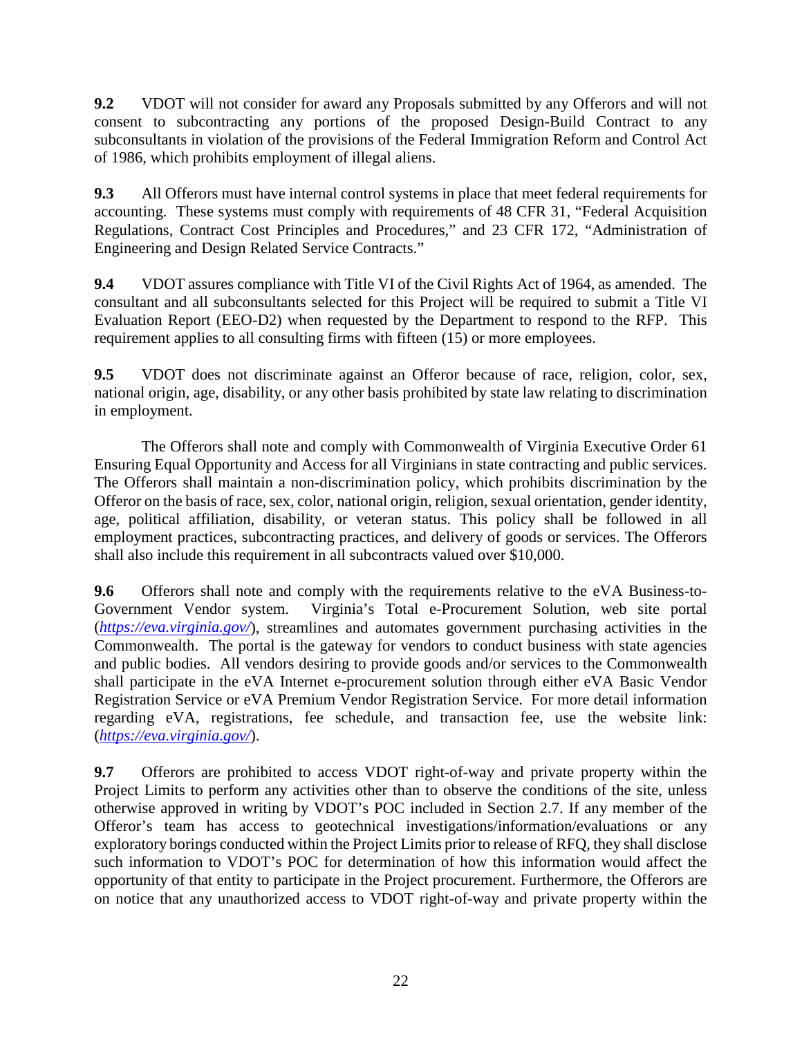**9.2** VDOT will not consider for award any Proposals submitted by any Offerors and will not consent to subcontracting any portions of the proposed Design-Build Contract to any subconsultants in violation of the provisions of the Federal Immigration Reform and Control Act of 1986, which prohibits employment of illegal aliens.

**9.3** All Offerors must have internal control systems in place that meet federal requirements for accounting. These systems must comply with requirements of 48 CFR 31, "Federal Acquisition Regulations, Contract Cost Principles and Procedures," and 23 CFR 172, "Administration of Engineering and Design Related Service Contracts."

**9.4** VDOT assures compliance with Title VI of the Civil Rights Act of 1964, as amended. The consultant and all subconsultants selected for this Project will be required to submit a Title VI Evaluation Report (EEO-D2) when requested by the Department to respond to the RFP. This requirement applies to all consulting firms with fifteen (15) or more employees.

**9.5** VDOT does not discriminate against an Offeror because of race, religion, color, sex, national origin, age, disability, or any other basis prohibited by state law relating to discrimination in employment.

The Offerors shall note and comply with Commonwealth of Virginia Executive Order 61 Ensuring Equal Opportunity and Access for all Virginians in state contracting and public services. The Offerors shall maintain a non-discrimination policy, which prohibits discrimination by the Offeror on the basis of race, sex, color, national origin, religion, sexual orientation, gender identity, age, political affiliation, disability, or veteran status. This policy shall be followed in all employment practices, subcontracting practices, and delivery of goods or services. The Offerors shall also include this requirement in all subcontracts valued over $10,000.

**9.6** Offerors shall note and comply with the requirements relative to the eVA Business-to-Government Vendor system. Virginia's Total e-Procurement Solution, web site portal (*https://eva.virginia.gov/*), streamlines and automates government purchasing activities in the Commonwealth. The portal is the gateway for vendors to conduct business with state agencies and public bodies. All vendors desiring to provide goods and/or services to the Commonwealth shall participate in the eVA Internet e-procurement solution through either eVA Basic Vendor Registration Service or eVA Premium Vendor Registration Service. For more detail information regarding eVA, registrations, fee schedule, and transaction fee, use the website link: (*https://eva.virginia.gov/*).

**9.7** Offerors are prohibited to access VDOT right-of-way and private property within the Project Limits to perform any activities other than to observe the conditions of the site, unless otherwise approved in writing by VDOT's POC included in Section 2.7. If any member of the Offeror's team has access to geotechnical investigations/information/evaluations or any exploratory borings conducted within the Project Limits prior to release of RFQ, they shall disclose such information to VDOT's POC for determination of how this information would affect the opportunity of that entity to participate in the Project procurement. Furthermore, the Offerors are on notice that any unauthorized access to VDOT right-of-way and private property within the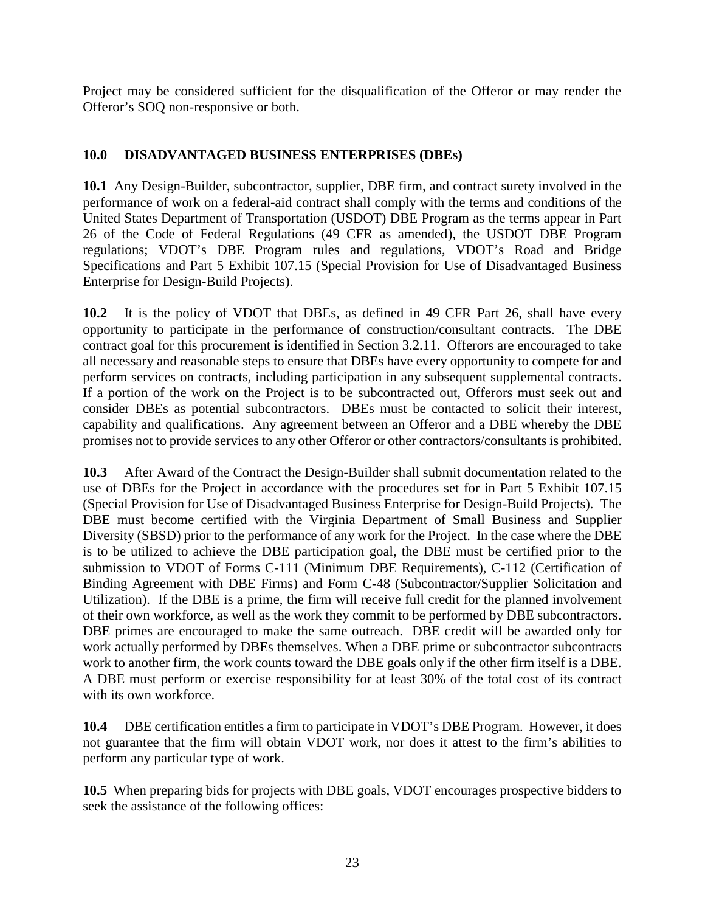Project may be considered sufficient for the disqualification of the Offeror or may render the Offeror's SOQ non-responsive or both.

## 10.0 DISADVANTAGED BUSINESS ENTERPRISES (DBEs)

**10.1** Any Design-Builder, subcontractor, supplier, DBE firm, and contract surety involved in the performance of work on a federal-aid contract shall comply with the terms and conditions of the United States Department of Transportation (USDOT) DBE Program as the terms appear in Part 26 of the Code of Federal Regulations (49 CFR as amended), the USDOT DBE Program regulations; VDOT's DBE Program rules and regulations, VDOT's Road and Bridge Specifications and Part 5 Exhibit 107.15 (Special Provision for Use of Disadvantaged Business Enterprise for Design-Build Projects).

**10.2** It is the policy of VDOT that DBEs, as defined in 49 CFR Part 26, shall have every opportunity to participate in the performance of construction/consultant contracts. The DBE contract goal for this procurement is identified in Section 3.2.11. Offerors are encouraged to take all necessary and reasonable steps to ensure that DBEs have every opportunity to compete for and perform services on contracts, including participation in any subsequent supplemental contracts. If a portion of the work on the Project is to be subcontracted out, Offerors must seek out and consider DBEs as potential subcontractors. DBEs must be contacted to solicit their interest, capability and qualifications. Any agreement between an Offeror and a DBE whereby the DBE promises not to provide services to any other Offeror or other contractors/consultants is prohibited.

**10.3** After Award of the Contract the Design-Builder shall submit documentation related to the use of DBEs for the Project in accordance with the procedures set for in Part 5 Exhibit 107.15 (Special Provision for Use of Disadvantaged Business Enterprise for Design-Build Projects). The DBE must become certified with the Virginia Department of Small Business and Supplier Diversity (SBSD) prior to the performance of any work for the Project. In the case where the DBE is to be utilized to achieve the DBE participation goal, the DBE must be certified prior to the submission to VDOT of Forms C-111 (Minimum DBE Requirements), C-112 (Certification of Binding Agreement with DBE Firms) and Form C-48 (Subcontractor/Supplier Solicitation and Utilization). If the DBE is a prime, the firm will receive full credit for the planned involvement of their own workforce, as well as the work they commit to be performed by DBE subcontractors. DBE primes are encouraged to make the same outreach. DBE credit will be awarded only for work actually performed by DBEs themselves. When a DBE prime or subcontractor subcontracts work to another firm, the work counts toward the DBE goals only if the other firm itself is a DBE. A DBE must perform or exercise responsibility for at least 30% of the total cost of its contract with its own workforce.

**10.4** DBE certification entitles a firm to participate in VDOT's DBE Program. However, it does not guarantee that the firm will obtain VDOT work, nor does it attest to the firm's abilities to perform any particular type of work.

**10.5** When preparing bids for projects with DBE goals, VDOT encourages prospective bidders to seek the assistance of the following offices: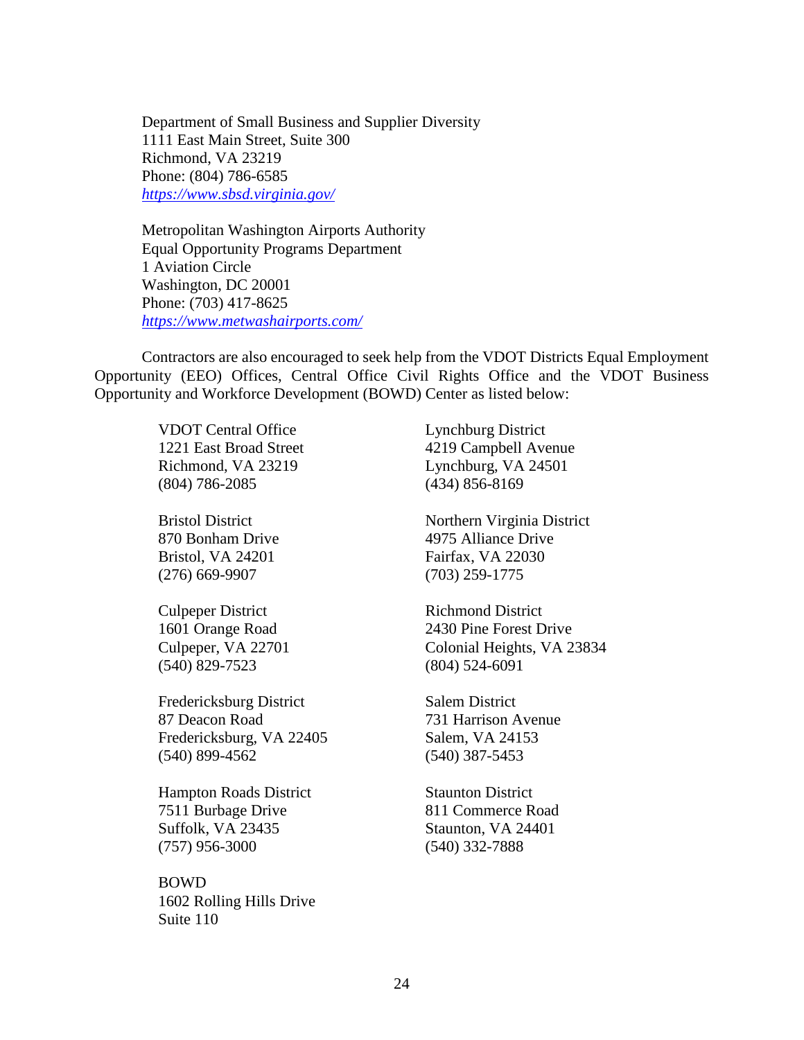Department of Small Business and Supplier Diversity
1111 East Main Street, Suite 300
Richmond, VA 23219
Phone: (804) 786-6585
*https://www.sbsd.virginia.gov/*

Metropolitan Washington Airports Authority
Equal Opportunity Programs Department
1 Aviation Circle
Washington, DC 20001
Phone: (703) 417-8625
*https://www.metwashairports.com/*

Contractors are also encouraged to seek help from the VDOT Districts Equal Employment Opportunity (EEO) Offices, Central Office Civil Rights Office and the VDOT Business Opportunity and Workforce Development (BOWD) Center as listed below:

VDOT Central Office
1221 East Broad Street
Richmond, VA 23219
(804) 786-2085

Bristol District
870 Bonham Drive
Bristol, VA 24201
(276) 669-9907

Culpeper District
1601 Orange Road
Culpeper, VA 22701
(540) 829-7523

Fredericksburg District
87 Deacon Road
Fredericksburg, VA 22405
(540) 899-4562

Hampton Roads District
7511 Burbage Drive
Suffolk, VA 23435
(757) 956-3000

BOWD
1602 Rolling Hills Drive
Suite 110

Lynchburg District
4219 Campbell Avenue
Lynchburg, VA 24501
(434) 856-8169

Northern Virginia District
4975 Alliance Drive
Fairfax, VA 22030
(703) 259-1775

Richmond District
2430 Pine Forest Drive
Colonial Heights, VA 23834
(804) 524-6091

Salem District
731 Harrison Avenue
Salem, VA 24153
(540) 387-5453

Staunton District
811 Commerce Road
Staunton, VA 24401
(540) 332-7888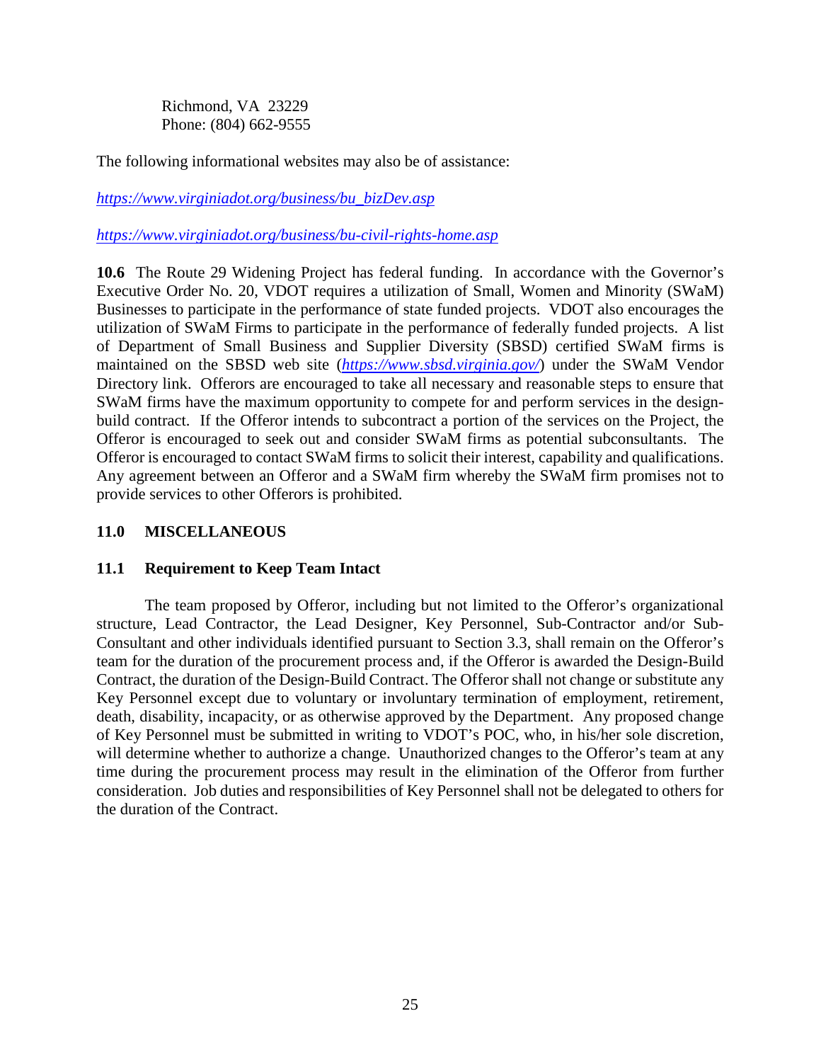Richmond, VA 23229
Phone: (804) 662-9555

The following informational websites may also be of assistance:

*https://www.virginiadot.org/business/bu_bizDev.asp*

*https://www.virginiadot.org/business/bu-civil-rights-home.asp*

**10.6** The Route 29 Widening Project has federal funding. In accordance with the Governor's Executive Order No. 20, VDOT requires a utilization of Small, Women and Minority (SWaM) Businesses to participate in the performance of state funded projects. VDOT also encourages the utilization of SWaM Firms to participate in the performance of federally funded projects. A list of Department of Small Business and Supplier Diversity (SBSD) certified SWaM firms is maintained on the SBSD web site (*https://www.sbsd.virginia.gov/*) under the SWaM Vendor Directory link. Offerors are encouraged to take all necessary and reasonable steps to ensure that SWaM firms have the maximum opportunity to compete for and perform services in the design-build contract. If the Offeror intends to subcontract a portion of the services on the Project, the Offeror is encouraged to seek out and consider SWaM firms as potential subconsultants. The Offeror is encouraged to contact SWaM firms to solicit their interest, capability and qualifications. Any agreement between an Offeror and a SWaM firm whereby the SWaM firm promises not to provide services to other Offerors is prohibited.

## 11.0 MISCELLANEOUS

### 11.1 Requirement to Keep Team Intact

The team proposed by Offeror, including but not limited to the Offeror's organizational structure, Lead Contractor, the Lead Designer, Key Personnel, Sub-Contractor and/or Sub-Consultant and other individuals identified pursuant to Section 3.3, shall remain on the Offeror's team for the duration of the procurement process and, if the Offeror is awarded the Design-Build Contract, the duration of the Design-Build Contract. The Offeror shall not change or substitute any Key Personnel except due to voluntary or involuntary termination of employment, retirement, death, disability, incapacity, or as otherwise approved by the Department. Any proposed change of Key Personnel must be submitted in writing to VDOT's POC, who, in his/her sole discretion, will determine whether to authorize a change. Unauthorized changes to the Offeror's team at any time during the procurement process may result in the elimination of the Offeror from further consideration. Job duties and responsibilities of Key Personnel shall not be delegated to others for the duration of the Contract.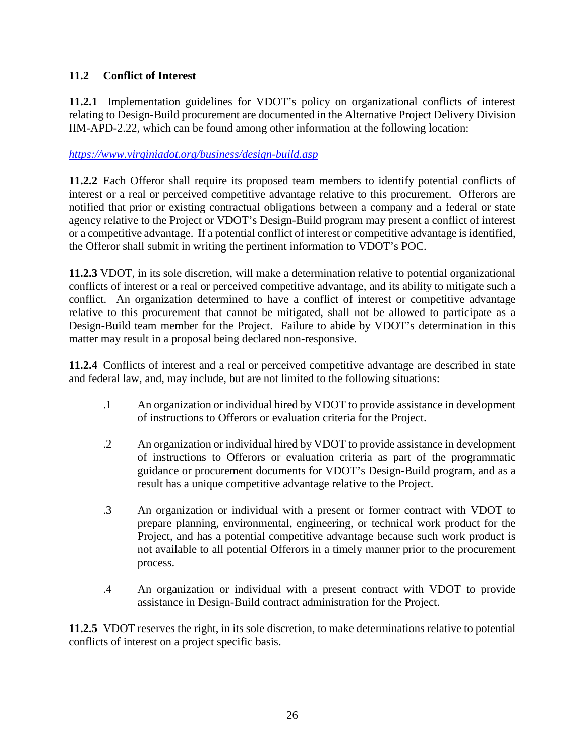## 11.2 Conflict of Interest

**11.2.1** Implementation guidelines for VDOT's policy on organizational conflicts of interest relating to Design-Build procurement are documented in the Alternative Project Delivery Division IIM-APD-2.22, which can be found among other information at the following location:

*https://www.virginiadot.org/business/design-build.asp*

**11.2.2** Each Offeror shall require its proposed team members to identify potential conflicts of interest or a real or perceived competitive advantage relative to this procurement. Offerors are notified that prior or existing contractual obligations between a company and a federal or state agency relative to the Project or VDOT's Design-Build program may present a conflict of interest or a competitive advantage. If a potential conflict of interest or competitive advantage is identified, the Offeror shall submit in writing the pertinent information to VDOT's POC.

**11.2.3** VDOT, in its sole discretion, will make a determination relative to potential organizational conflicts of interest or a real or perceived competitive advantage, and its ability to mitigate such a conflict. An organization determined to have a conflict of interest or competitive advantage relative to this procurement that cannot be mitigated, shall not be allowed to participate as a Design-Build team member for the Project. Failure to abide by VDOT's determination in this matter may result in a proposal being declared non-responsive.

**11.2.4** Conflicts of interest and a real or perceived competitive advantage are described in state and federal law, and, may include, but are not limited to the following situations:

.1 An organization or individual hired by VDOT to provide assistance in development of instructions to Offerors or evaluation criteria for the Project.

.2 An organization or individual hired by VDOT to provide assistance in development of instructions to Offerors or evaluation criteria as part of the programmatic guidance or procurement documents for VDOT's Design-Build program, and as a result has a unique competitive advantage relative to the Project.

.3 An organization or individual with a present or former contract with VDOT to prepare planning, environmental, engineering, or technical work product for the Project, and has a potential competitive advantage because such work product is not available to all potential Offerors in a timely manner prior to the procurement process.

.4 An organization or individual with a present contract with VDOT to provide assistance in Design-Build contract administration for the Project.

**11.2.5** VDOT reserves the right, in its sole discretion, to make determinations relative to potential conflicts of interest on a project specific basis.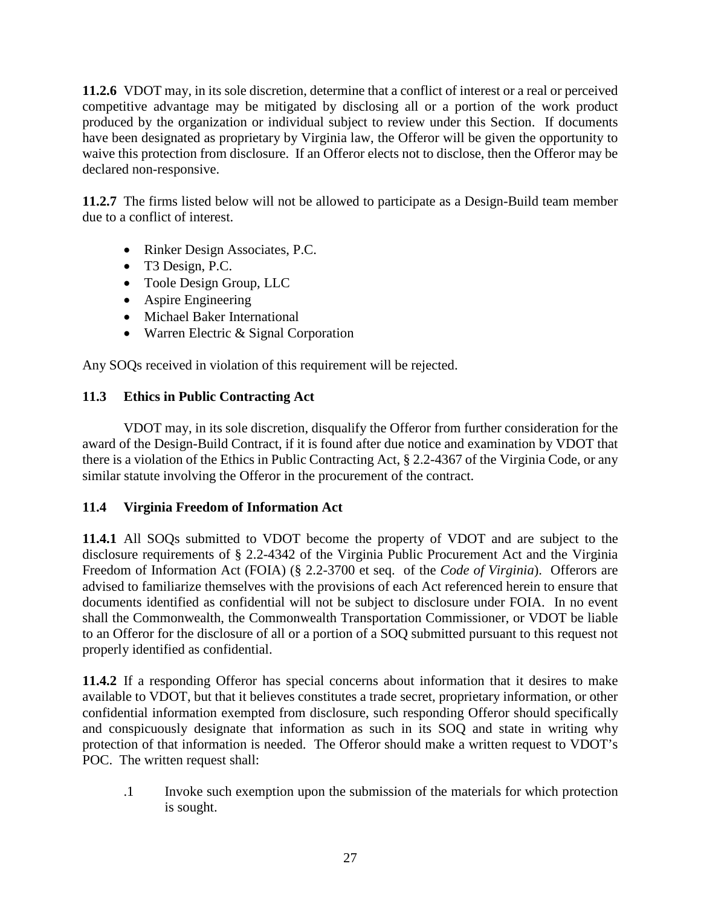**11.2.6** VDOT may, in its sole discretion, determine that a conflict of interest or a real or perceived competitive advantage may be mitigated by disclosing all or a portion of the work product produced by the organization or individual subject to review under this Section. If documents have been designated as proprietary by Virginia law, the Offeror will be given the opportunity to waive this protection from disclosure. If an Offeror elects not to disclose, then the Offeror may be declared non-responsive.

**11.2.7** The firms listed below will not be allowed to participate as a Design-Build team member due to a conflict of interest.

- Rinker Design Associates, P.C.
- T3 Design, P.C.
- Toole Design Group, LLC
- Aspire Engineering
- Michael Baker International
- Warren Electric & Signal Corporation

Any SOQs received in violation of this requirement will be rejected.

## 11.3 Ethics in Public Contracting Act

VDOT may, in its sole discretion, disqualify the Offeror from further consideration for the award of the Design-Build Contract, if it is found after due notice and examination by VDOT that there is a violation of the Ethics in Public Contracting Act, § 2.2-4367 of the Virginia Code, or any similar statute involving the Offeror in the procurement of the contract.

## 11.4 Virginia Freedom of Information Act

**11.4.1** All SOQs submitted to VDOT become the property of VDOT and are subject to the disclosure requirements of § 2.2-4342 of the Virginia Public Procurement Act and the Virginia Freedom of Information Act (FOIA) (§ 2.2-3700 et seq. of the *Code of Virginia*). Offerors are advised to familiarize themselves with the provisions of each Act referenced herein to ensure that documents identified as confidential will not be subject to disclosure under FOIA. In no event shall the Commonwealth, the Commonwealth Transportation Commissioner, or VDOT be liable to an Offeror for the disclosure of all or a portion of a SOQ submitted pursuant to this request not properly identified as confidential.

**11.4.2** If a responding Offeror has special concerns about information that it desires to make available to VDOT, but that it believes constitutes a trade secret, proprietary information, or other confidential information exempted from disclosure, such responding Offeror should specifically and conspicuously designate that information as such in its SOQ and state in writing why protection of that information is needed. The Offeror should make a written request to VDOT's POC. The written request shall:

.1 Invoke such exemption upon the submission of the materials for which protection is sought.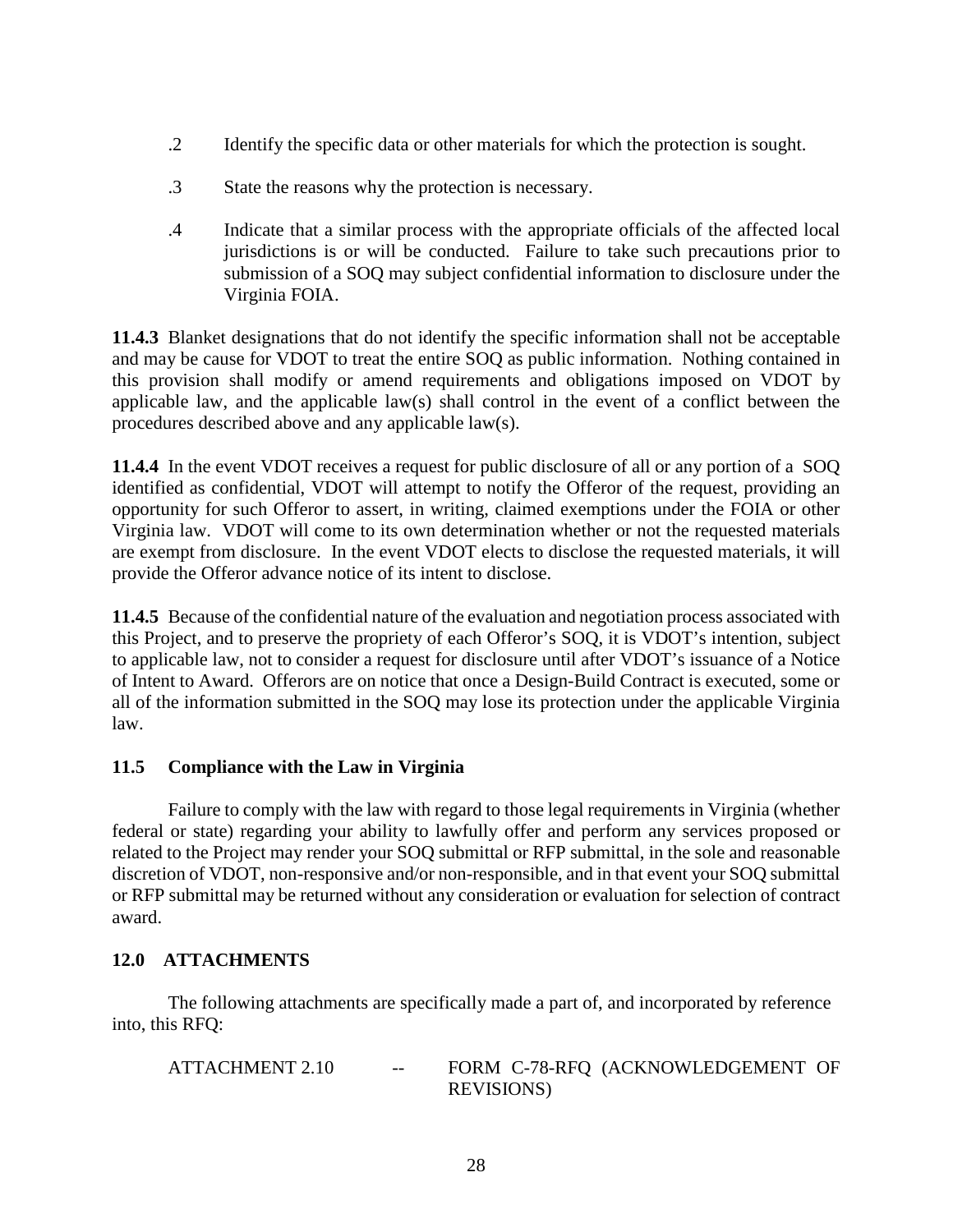.2 Identify the specific data or other materials for which the protection is sought.

.3 State the reasons why the protection is necessary.

.4 Indicate that a similar process with the appropriate officials of the affected local jurisdictions is or will be conducted. Failure to take such precautions prior to submission of a SOQ may subject confidential information to disclosure under the Virginia FOIA.

**11.4.3** Blanket designations that do not identify the specific information shall not be acceptable and may be cause for VDOT to treat the entire SOQ as public information. Nothing contained in this provision shall modify or amend requirements and obligations imposed on VDOT by applicable law, and the applicable law(s) shall control in the event of a conflict between the procedures described above and any applicable law(s).

**11.4.4** In the event VDOT receives a request for public disclosure of all or any portion of a SOQ identified as confidential, VDOT will attempt to notify the Offeror of the request, providing an opportunity for such Offeror to assert, in writing, claimed exemptions under the FOIA or other Virginia law. VDOT will come to its own determination whether or not the requested materials are exempt from disclosure. In the event VDOT elects to disclose the requested materials, it will provide the Offeror advance notice of its intent to disclose.

**11.4.5** Because of the confidential nature of the evaluation and negotiation process associated with this Project, and to preserve the propriety of each Offeror's SOQ, it is VDOT's intention, subject to applicable law, not to consider a request for disclosure until after VDOT's issuance of a Notice of Intent to Award. Offerors are on notice that once a Design-Build Contract is executed, some or all of the information submitted in the SOQ may lose its protection under the applicable Virginia law.

### 11.5 Compliance with the Law in Virginia

Failure to comply with the law with regard to those legal requirements in Virginia (whether federal or state) regarding your ability to lawfully offer and perform any services proposed or related to the Project may render your SOQ submittal or RFP submittal, in the sole and reasonable discretion of VDOT, non-responsive and/or non-responsible, and in that event your SOQ submittal or RFP submittal may be returned without any consideration or evaluation for selection of contract award.

## 12.0 ATTACHMENTS

The following attachments are specifically made a part of, and incorporated by reference into, this RFQ:

ATTACHMENT 2.10 -- FORM C-78-RFQ (ACKNOWLEDGEMENT OF REVISIONS)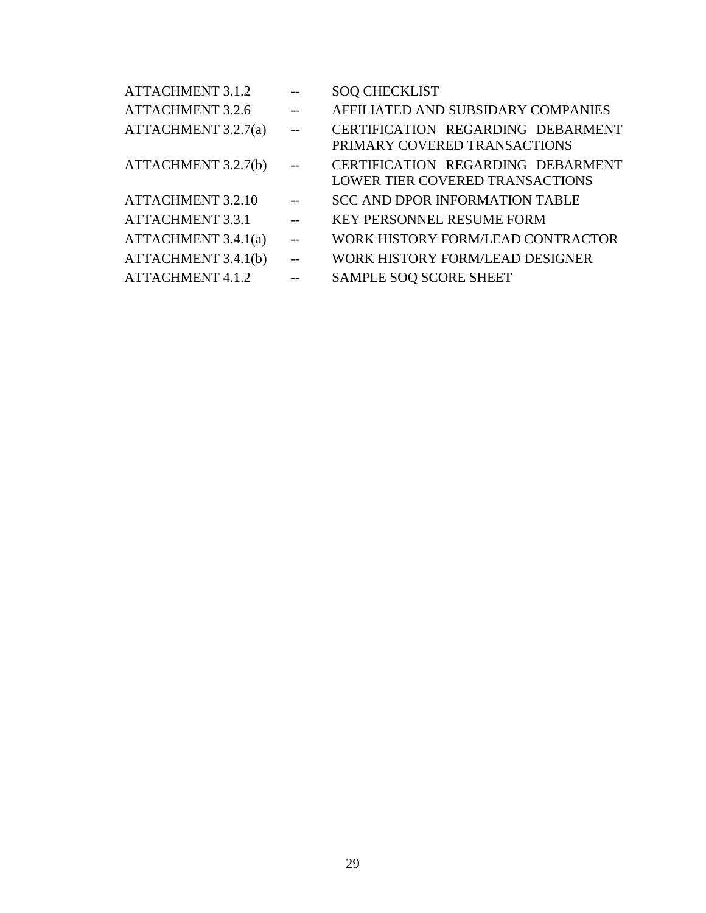| | | |
|---|---|---|
| ATTACHMENT 3.1.2 | -- | SOQ CHECKLIST |
| ATTACHMENT 3.2.6 | -- | AFFILIATED AND SUBSIDARY COMPANIES |
| ATTACHMENT 3.2.7(a) | -- | CERTIFICATION REGARDING DEBARMENT PRIMARY COVERED TRANSACTIONS |
| ATTACHMENT 3.2.7(b) | -- | CERTIFICATION REGARDING DEBARMENT LOWER TIER COVERED TRANSACTIONS |
| ATTACHMENT 3.2.10 | -- | SCC AND DPOR INFORMATION TABLE |
| ATTACHMENT 3.3.1 | -- | KEY PERSONNEL RESUME FORM |
| ATTACHMENT 3.4.1(a) | -- | WORK HISTORY FORM/LEAD CONTRACTOR |
| ATTACHMENT 3.4.1(b) | -- | WORK HISTORY FORM/LEAD DESIGNER |
| ATTACHMENT 4.1.2 | -- | SAMPLE SOQ SCORE SHEET |